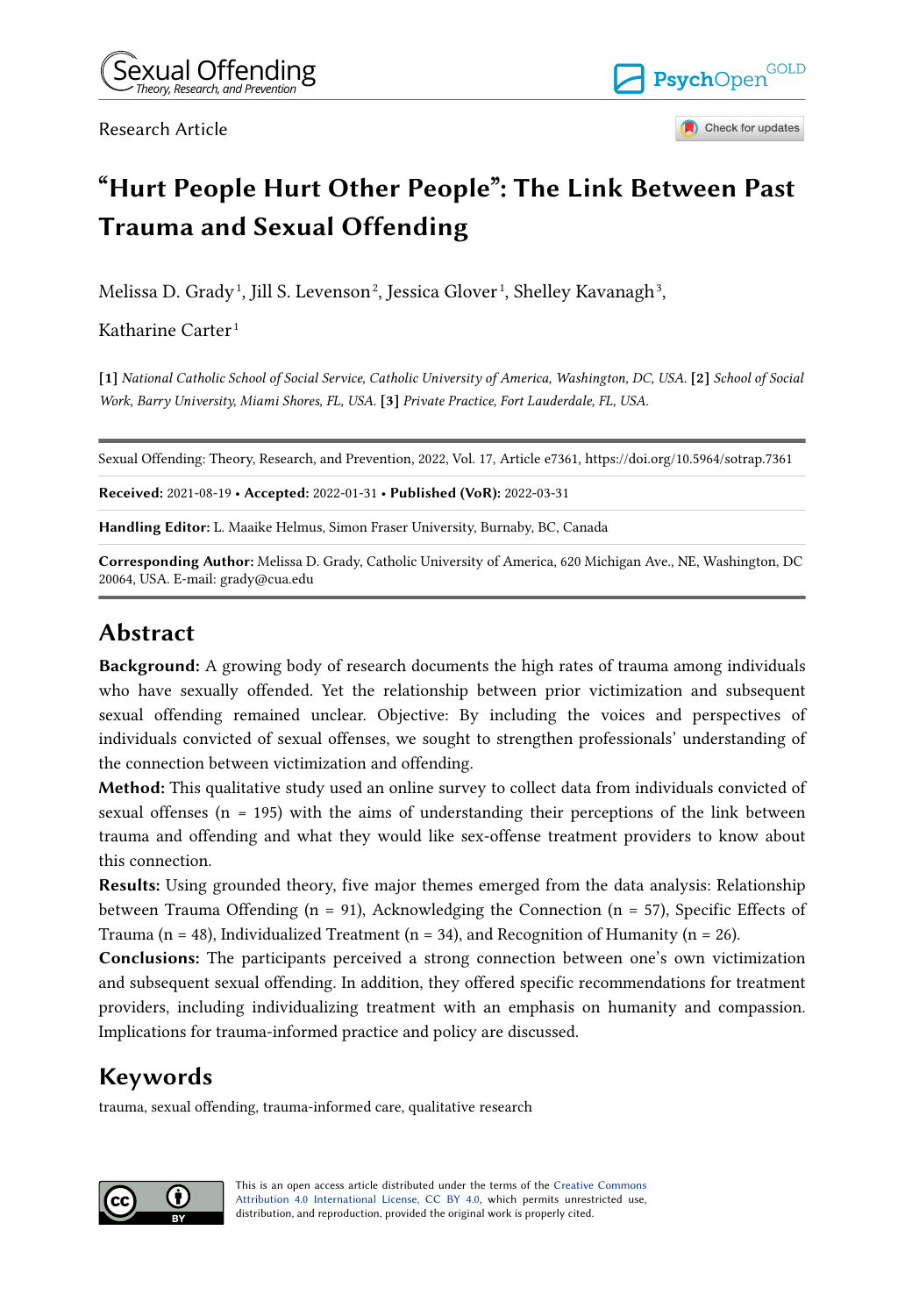Research Article

# “Hurt People Hurt Other People”: The Link Between Past Trauma and Sexual Offending

Melissa D. Grady[1], Jill S. Levenson[2], Jessica Glover[1], Shelley Kavanagh[3], Katharine Carter[1]

**[1]** *National Catholic School of Social Service, Catholic University of America, Washington, DC, USA.* **[2]** *School of Social Work, Barry University, Miami Shores, FL, USA.* **[3]** *Private Practice, Fort Lauderdale, FL, USA.*

Sexual Offending: Theory, Research, and Prevention, 2022, Vol. 17, Article e7361, https://doi.org/10.5964/sotrap.7361

**Received:** 2021-08-19 • **Accepted:** 2022-01-31 • **Published (VoR):** 2022-03-31

**Handling Editor:** L. Maaike Helmus, Simon Fraser University, Burnaby, BC, Canada

**Corresponding Author:** Melissa D. Grady, Catholic University of America, 620 Michigan Ave., NE, Washington, DC 20064, USA. E-mail: grady@cua.edu

## Abstract

**Background:** A growing body of research documents the high rates of trauma among individuals who have sexually offended. Yet the relationship between prior victimization and subsequent sexual offending remained unclear. Objective: By including the voices and perspectives of individuals convicted of sexual offenses, we sought to strengthen professionals’ understanding of the connection between victimization and offending.

**Method:** This qualitative study used an online survey to collect data from individuals convicted of sexual offenses (n = 195) with the aims of understanding their perceptions of the link between trauma and offending and what they would like sex-offense treatment providers to know about this connection.

**Results:** Using grounded theory, five major themes emerged from the data analysis: Relationship between Trauma Offending (n = 91), Acknowledging the Connection (n = 57), Specific Effects of Trauma (n = 48), Individualized Treatment (n = 34), and Recognition of Humanity (n = 26).

**Conclusions:** The participants perceived a strong connection between one’s own victimization and subsequent sexual offending. In addition, they offered specific recommendations for treatment providers, including individualizing treatment with an emphasis on humanity and compassion. Implications for trauma-informed practice and policy are discussed.

## Keywords

trauma, sexual offending, trauma-informed care, qualitative research

This is an open access article distributed under the terms of the Creative Commons Attribution 4.0 International License, CC BY 4.0, which permits unrestricted use, distribution, and reproduction, provided the original work is properly cited.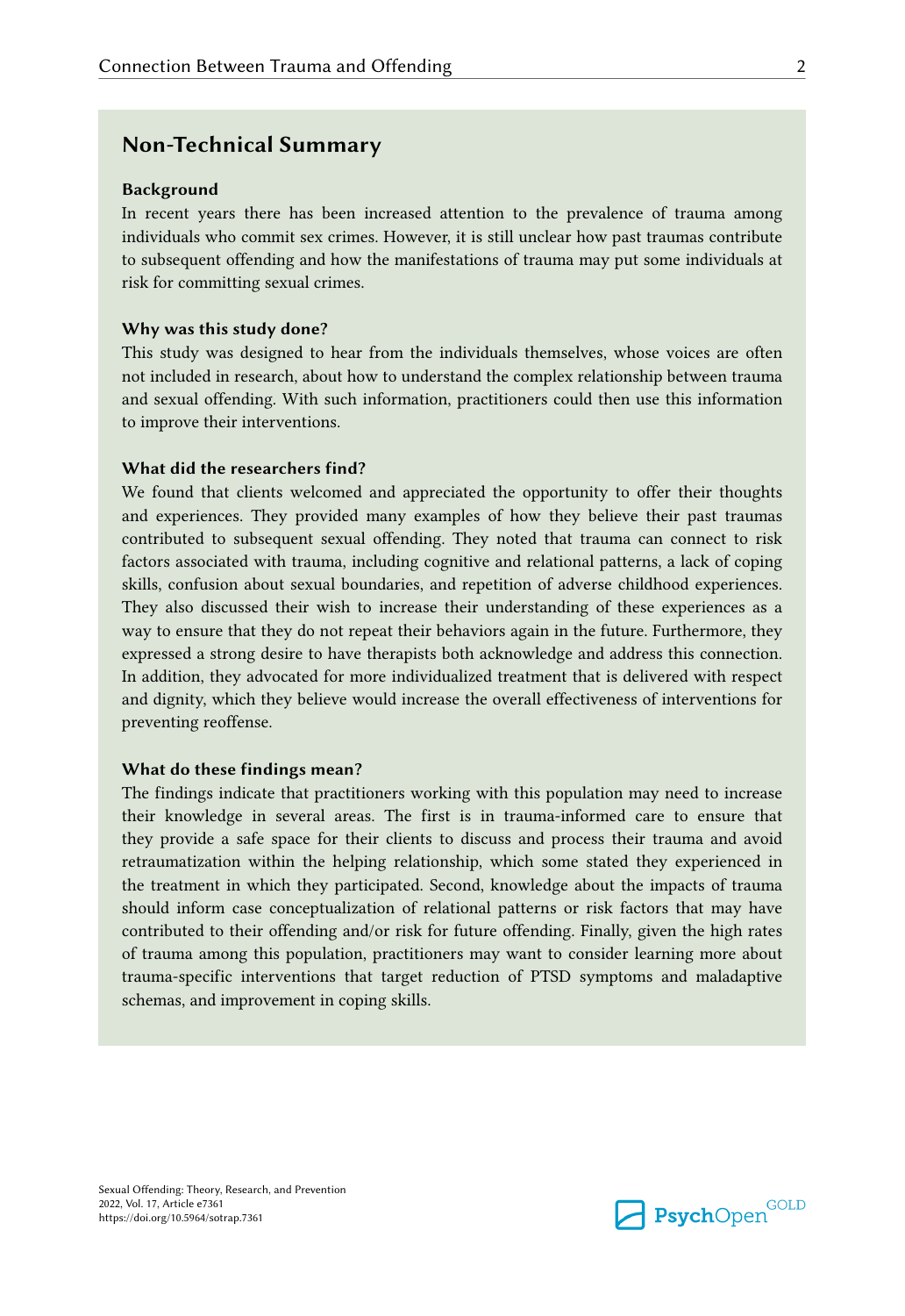## Non-Technical Summary

### Background

In recent years there has been increased attention to the prevalence of trauma among individuals who commit sex crimes. However, it is still unclear how past traumas contribute to subsequent offending and how the manifestations of trauma may put some individuals at risk for committing sexual crimes.

### Why was this study done?

This study was designed to hear from the individuals themselves, whose voices are often not included in research, about how to understand the complex relationship between trauma and sexual offending. With such information, practitioners could then use this information to improve their interventions.

### What did the researchers find?

We found that clients welcomed and appreciated the opportunity to offer their thoughts and experiences. They provided many examples of how they believe their past traumas contributed to subsequent sexual offending. They noted that trauma can connect to risk factors associated with trauma, including cognitive and relational patterns, a lack of coping skills, confusion about sexual boundaries, and repetition of adverse childhood experiences. They also discussed their wish to increase their understanding of these experiences as a way to ensure that they do not repeat their behaviors again in the future. Furthermore, they expressed a strong desire to have therapists both acknowledge and address this connection. In addition, they advocated for more individualized treatment that is delivered with respect and dignity, which they believe would increase the overall effectiveness of interventions for preventing reoffense.

### What do these findings mean?

The findings indicate that practitioners working with this population may need to increase their knowledge in several areas. The first is in trauma-informed care to ensure that they provide a safe space for their clients to discuss and process their trauma and avoid retraumatization within the helping relationship, which some stated they experienced in the treatment in which they participated. Second, knowledge about the impacts of trauma should inform case conceptualization of relational patterns or risk factors that may have contributed to their offending and/or risk for future offending. Finally, given the high rates of trauma among this population, practitioners may want to consider learning more about trauma-specific interventions that target reduction of PTSD symptoms and maladaptive schemas, and improvement in coping skills.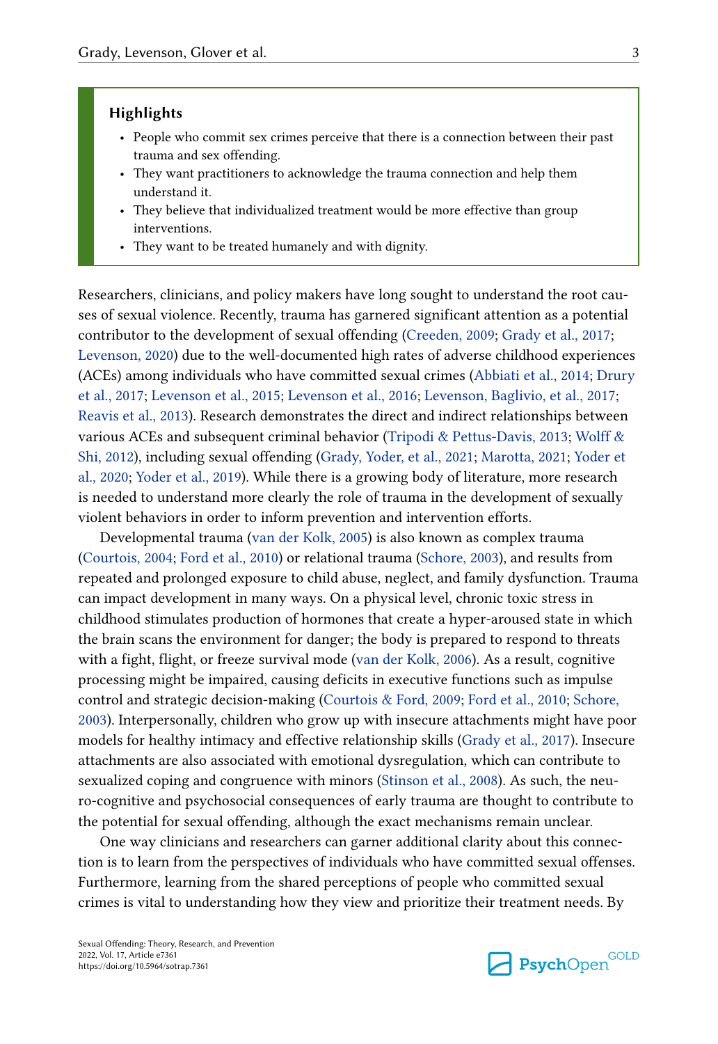### Highlights

- People who commit sex crimes perceive that there is a connection between their past trauma and sex offending.
- They want practitioners to acknowledge the trauma connection and help them understand it.
- They believe that individualized treatment would be more effective than group interventions.
- They want to be treated humanely and with dignity.

Researchers, clinicians, and policy makers have long sought to understand the root causes of sexual violence. Recently, trauma has garnered significant attention as a potential contributor to the development of sexual offending (Creeden, 2009; Grady et al., 2017; Levenson, 2020) due to the well-documented high rates of adverse childhood experiences (ACEs) among individuals who have committed sexual crimes (Abbiati et al., 2014; Drury et al., 2017; Levenson et al., 2015; Levenson et al., 2016; Levenson, Baglivio, et al., 2017; Reavis et al., 2013). Research demonstrates the direct and indirect relationships between various ACEs and subsequent criminal behavior (Tripodi & Pettus-Davis, 2013; Wolff & Shi, 2012), including sexual offending (Grady, Yoder, et al., 2021; Marotta, 2021; Yoder et al., 2020; Yoder et al., 2019). While there is a growing body of literature, more research is needed to understand more clearly the role of trauma in the development of sexually violent behaviors in order to inform prevention and intervention efforts.

Developmental trauma (van der Kolk, 2005) is also known as complex trauma (Courtois, 2004; Ford et al., 2010) or relational trauma (Schore, 2003), and results from repeated and prolonged exposure to child abuse, neglect, and family dysfunction. Trauma can impact development in many ways. On a physical level, chronic toxic stress in childhood stimulates production of hormones that create a hyper-aroused state in which the brain scans the environment for danger; the body is prepared to respond to threats with a fight, flight, or freeze survival mode (van der Kolk, 2006). As a result, cognitive processing might be impaired, causing deficits in executive functions such as impulse control and strategic decision-making (Courtois & Ford, 2009; Ford et al., 2010; Schore, 2003). Interpersonally, children who grow up with insecure attachments might have poor models for healthy intimacy and effective relationship skills (Grady et al., 2017). Insecure attachments are also associated with emotional dysregulation, which can contribute to sexualized coping and congruence with minors (Stinson et al., 2008). As such, the neuro-cognitive and psychosocial consequences of early trauma are thought to contribute to the potential for sexual offending, although the exact mechanisms remain unclear.

One way clinicians and researchers can garner additional clarity about this connection is to learn from the perspectives of individuals who have committed sexual offenses. Furthermore, learning from the shared perceptions of people who committed sexual crimes is vital to understanding how they view and prioritize their treatment needs. By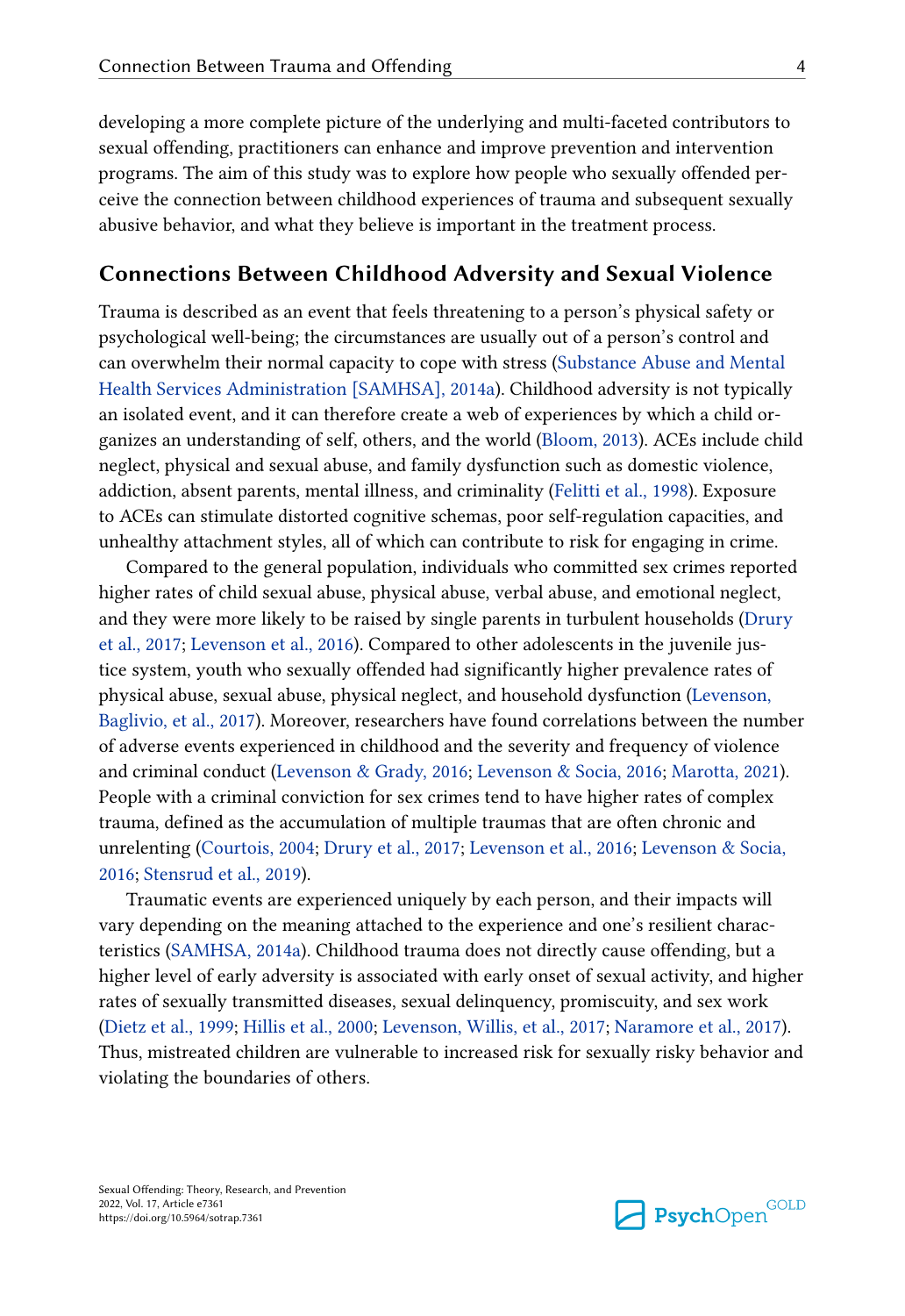developing a more complete picture of the underlying and multi-faceted contributors to sexual offending, practitioners can enhance and improve prevention and intervention programs. The aim of this study was to explore how people who sexually offended perceive the connection between childhood experiences of trauma and subsequent sexually abusive behavior, and what they believe is important in the treatment process.

## Connections Between Childhood Adversity and Sexual Violence

Trauma is described as an event that feels threatening to a person's physical safety or psychological well-being; the circumstances are usually out of a person's control and can overwhelm their normal capacity to cope with stress (Substance Abuse and Mental Health Services Administration [SAMHSA], 2014a). Childhood adversity is not typically an isolated event, and it can therefore create a web of experiences by which a child organizes an understanding of self, others, and the world (Bloom, 2013). ACEs include child neglect, physical and sexual abuse, and family dysfunction such as domestic violence, addiction, absent parents, mental illness, and criminality (Felitti et al., 1998). Exposure to ACEs can stimulate distorted cognitive schemas, poor self-regulation capacities, and unhealthy attachment styles, all of which can contribute to risk for engaging in crime.

Compared to the general population, individuals who committed sex crimes reported higher rates of child sexual abuse, physical abuse, verbal abuse, and emotional neglect, and they were more likely to be raised by single parents in turbulent households (Drury et al., 2017; Levenson et al., 2016). Compared to other adolescents in the juvenile justice system, youth who sexually offended had significantly higher prevalence rates of physical abuse, sexual abuse, physical neglect, and household dysfunction (Levenson, Baglivio, et al., 2017). Moreover, researchers have found correlations between the number of adverse events experienced in childhood and the severity and frequency of violence and criminal conduct (Levenson & Grady, 2016; Levenson & Socia, 2016; Marotta, 2021). People with a criminal conviction for sex crimes tend to have higher rates of complex trauma, defined as the accumulation of multiple traumas that are often chronic and unrelenting (Courtois, 2004; Drury et al., 2017; Levenson et al., 2016; Levenson & Socia, 2016; Stensrud et al., 2019).

Traumatic events are experienced uniquely by each person, and their impacts will vary depending on the meaning attached to the experience and one's resilient characteristics (SAMHSA, 2014a). Childhood trauma does not directly cause offending, but a higher level of early adversity is associated with early onset of sexual activity, and higher rates of sexually transmitted diseases, sexual delinquency, promiscuity, and sex work (Dietz et al., 1999; Hillis et al., 2000; Levenson, Willis, et al., 2017; Naramore et al., 2017). Thus, mistreated children are vulnerable to increased risk for sexually risky behavior and violating the boundaries of others.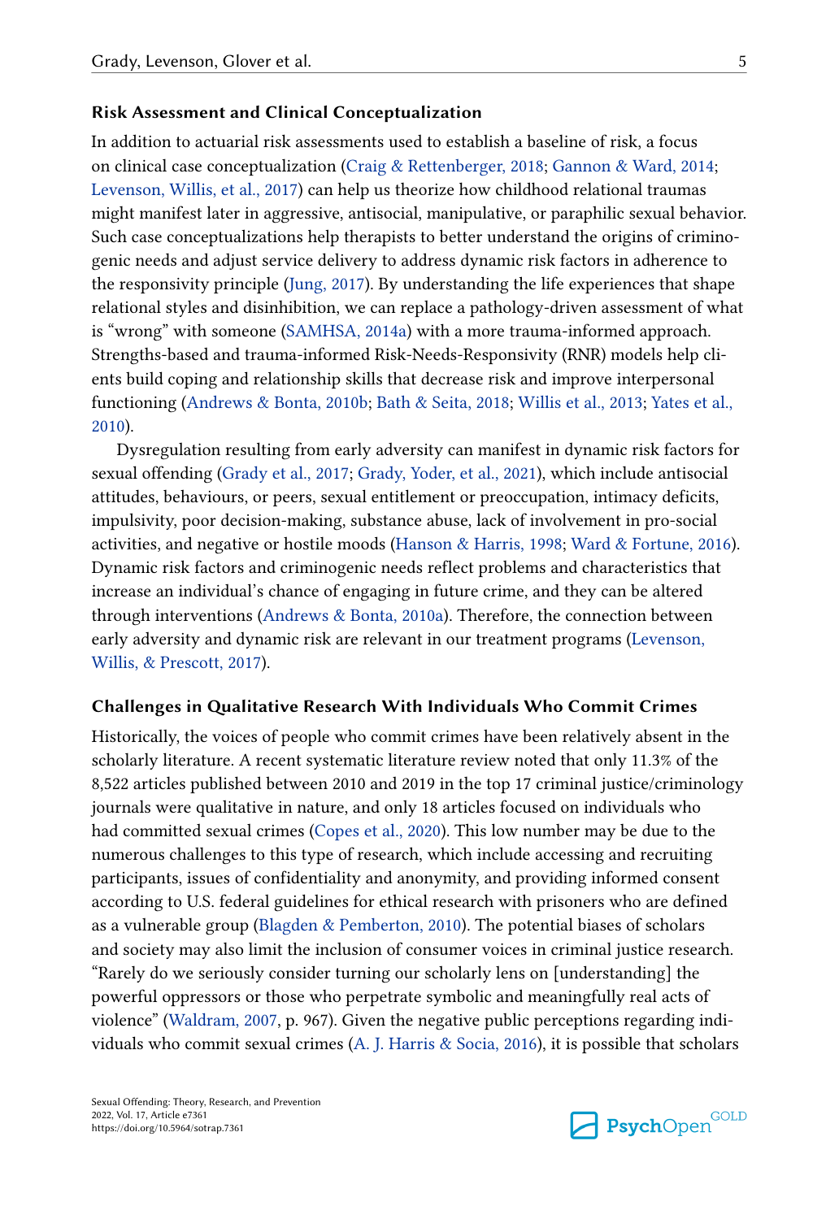### Risk Assessment and Clinical Conceptualization

In addition to actuarial risk assessments used to establish a baseline of risk, a focus on clinical case conceptualization (Craig & Rettenberger, 2018; Gannon & Ward, 2014; Levenson, Willis, et al., 2017) can help us theorize how childhood relational traumas might manifest later in aggressive, antisocial, manipulative, or paraphilic sexual behavior. Such case conceptualizations help therapists to better understand the origins of criminogenic needs and adjust service delivery to address dynamic risk factors in adherence to the responsivity principle (Jung, 2017). By understanding the life experiences that shape relational styles and disinhibition, we can replace a pathology-driven assessment of what is "wrong" with someone (SAMHSA, 2014a) with a more trauma-informed approach. Strengths-based and trauma-informed Risk-Needs-Responsivity (RNR) models help clients build coping and relationship skills that decrease risk and improve interpersonal functioning (Andrews & Bonta, 2010b; Bath & Seita, 2018; Willis et al., 2013; Yates et al., 2010).

Dysregulation resulting from early adversity can manifest in dynamic risk factors for sexual offending (Grady et al., 2017; Grady, Yoder, et al., 2021), which include antisocial attitudes, behaviours, or peers, sexual entitlement or preoccupation, intimacy deficits, impulsivity, poor decision-making, substance abuse, lack of involvement in pro-social activities, and negative or hostile moods (Hanson & Harris, 1998; Ward & Fortune, 2016). Dynamic risk factors and criminogenic needs reflect problems and characteristics that increase an individual's chance of engaging in future crime, and they can be altered through interventions (Andrews & Bonta, 2010a). Therefore, the connection between early adversity and dynamic risk are relevant in our treatment programs (Levenson, Willis, & Prescott, 2017).

### Challenges in Qualitative Research With Individuals Who Commit Crimes

Historically, the voices of people who commit crimes have been relatively absent in the scholarly literature. A recent systematic literature review noted that only 11.3% of the 8,522 articles published between 2010 and 2019 in the top 17 criminal justice/criminology journals were qualitative in nature, and only 18 articles focused on individuals who had committed sexual crimes (Copes et al., 2020). This low number may be due to the numerous challenges to this type of research, which include accessing and recruiting participants, issues of confidentiality and anonymity, and providing informed consent according to U.S. federal guidelines for ethical research with prisoners who are defined as a vulnerable group (Blagden & Pemberton, 2010). The potential biases of scholars and society may also limit the inclusion of consumer voices in criminal justice research. "Rarely do we seriously consider turning our scholarly lens on [understanding] the powerful oppressors or those who perpetrate symbolic and meaningfully real acts of violence" (Waldram, 2007, p. 967). Given the negative public perceptions regarding individuals who commit sexual crimes (A. J. Harris & Socia, 2016), it is possible that scholars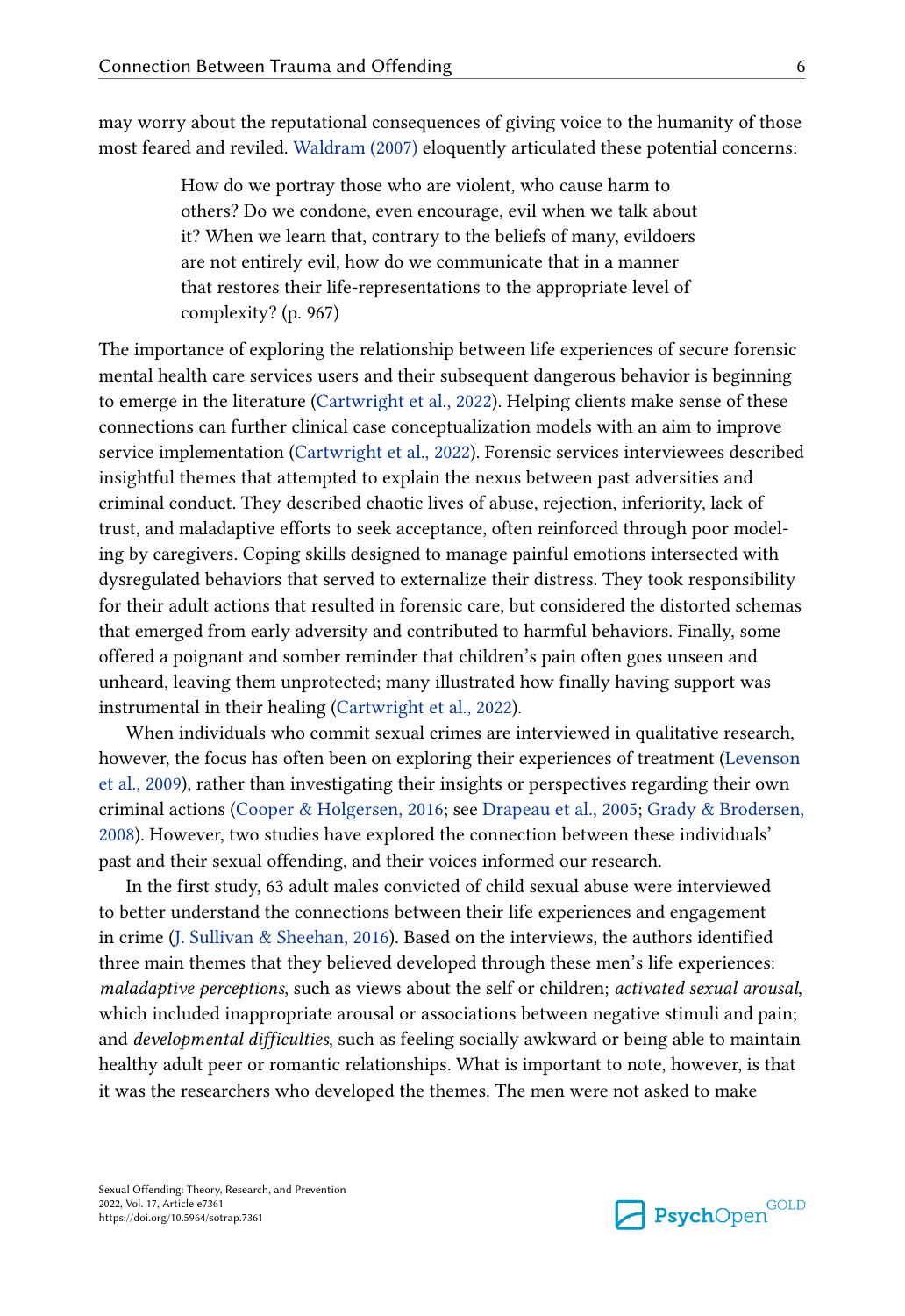may worry about the reputational consequences of giving voice to the humanity of those most feared and reviled. Waldram (2007) eloquently articulated these potential concerns:

> How do we portray those who are violent, who cause harm to others? Do we condone, even encourage, evil when we talk about it? When we learn that, contrary to the beliefs of many, evildoers are not entirely evil, how do we communicate that in a manner that restores their life-representations to the appropriate level of complexity? (p. 967)

The importance of exploring the relationship between life experiences of secure forensic mental health care services users and their subsequent dangerous behavior is beginning to emerge in the literature (Cartwright et al., 2022). Helping clients make sense of these connections can further clinical case conceptualization models with an aim to improve service implementation (Cartwright et al., 2022). Forensic services interviewees described insightful themes that attempted to explain the nexus between past adversities and criminal conduct. They described chaotic lives of abuse, rejection, inferiority, lack of trust, and maladaptive efforts to seek acceptance, often reinforced through poor modeling by caregivers. Coping skills designed to manage painful emotions intersected with dysregulated behaviors that served to externalize their distress. They took responsibility for their adult actions that resulted in forensic care, but considered the distorted schemas that emerged from early adversity and contributed to harmful behaviors. Finally, some offered a poignant and somber reminder that children's pain often goes unseen and unheard, leaving them unprotected; many illustrated how finally having support was instrumental in their healing (Cartwright et al., 2022).

When individuals who commit sexual crimes are interviewed in qualitative research, however, the focus has often been on exploring their experiences of treatment (Levenson et al., 2009), rather than investigating their insights or perspectives regarding their own criminal actions (Cooper & Holgersen, 2016; see Drapeau et al., 2005; Grady & Brodersen, 2008). However, two studies have explored the connection between these individuals' past and their sexual offending, and their voices informed our research.

In the first study, 63 adult males convicted of child sexual abuse were interviewed to better understand the connections between their life experiences and engagement in crime (J. Sullivan & Sheehan, 2016). Based on the interviews, the authors identified three main themes that they believed developed through these men's life experiences: *maladaptive perceptions*, such as views about the self or children; *activated sexual arousal*, which included inappropriate arousal or associations between negative stimuli and pain; and *developmental difficulties*, such as feeling socially awkward or being able to maintain healthy adult peer or romantic relationships. What is important to note, however, is that it was the researchers who developed the themes. The men were not asked to make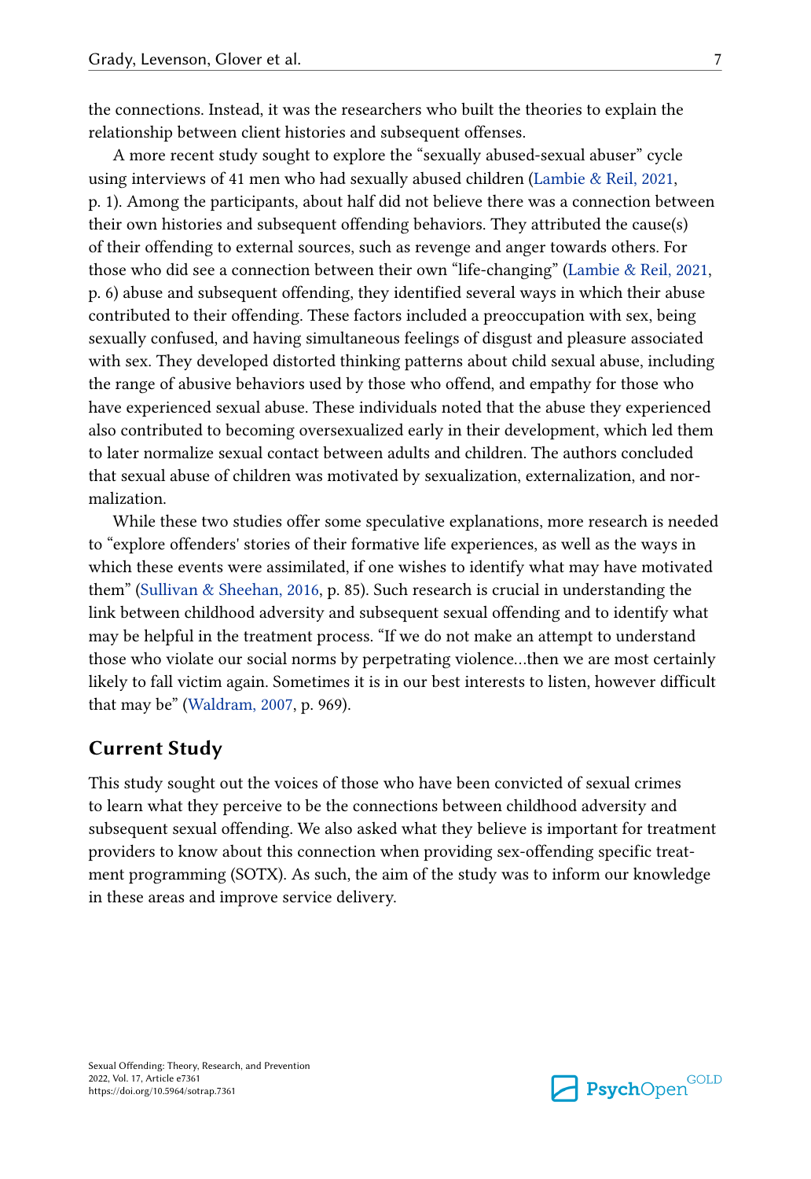the connections. Instead, it was the researchers who built the theories to explain the relationship between client histories and subsequent offenses.

A more recent study sought to explore the "sexually abused-sexual abuser" cycle using interviews of 41 men who had sexually abused children (Lambie & Reil, 2021, p. 1). Among the participants, about half did not believe there was a connection between their own histories and subsequent offending behaviors. They attributed the cause(s) of their offending to external sources, such as revenge and anger towards others. For those who did see a connection between their own "life-changing" (Lambie & Reil, 2021, p. 6) abuse and subsequent offending, they identified several ways in which their abuse contributed to their offending. These factors included a preoccupation with sex, being sexually confused, and having simultaneous feelings of disgust and pleasure associated with sex. They developed distorted thinking patterns about child sexual abuse, including the range of abusive behaviors used by those who offend, and empathy for those who have experienced sexual abuse. These individuals noted that the abuse they experienced also contributed to becoming oversexualized early in their development, which led them to later normalize sexual contact between adults and children. The authors concluded that sexual abuse of children was motivated by sexualization, externalization, and normalization.

While these two studies offer some speculative explanations, more research is needed to "explore offenders' stories of their formative life experiences, as well as the ways in which these events were assimilated, if one wishes to identify what may have motivated them" (Sullivan & Sheehan, 2016, p. 85). Such research is crucial in understanding the link between childhood adversity and subsequent sexual offending and to identify what may be helpful in the treatment process. "If we do not make an attempt to understand those who violate our social norms by perpetrating violence…then we are most certainly likely to fall victim again. Sometimes it is in our best interests to listen, however difficult that may be" (Waldram, 2007, p. 969).

## Current Study

This study sought out the voices of those who have been convicted of sexual crimes to learn what they perceive to be the connections between childhood adversity and subsequent sexual offending. We also asked what they believe is important for treatment providers to know about this connection when providing sex-offending specific treatment programming (SOTX). As such, the aim of the study was to inform our knowledge in these areas and improve service delivery.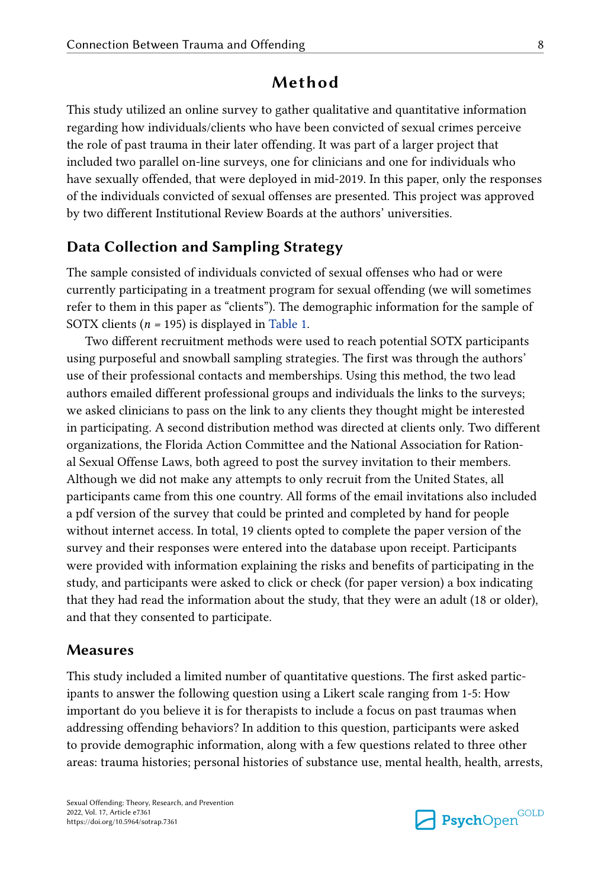# Method

This study utilized an online survey to gather qualitative and quantitative information regarding how individuals/clients who have been convicted of sexual crimes perceive the role of past trauma in their later offending. It was part of a larger project that included two parallel on-line surveys, one for clinicians and one for individuals who have sexually offended, that were deployed in mid-2019. In this paper, only the responses of the individuals convicted of sexual offenses are presented. This project was approved by two different Institutional Review Boards at the authors' universities.

## Data Collection and Sampling Strategy

The sample consisted of individuals convicted of sexual offenses who had or were currently participating in a treatment program for sexual offending (we will sometimes refer to them in this paper as "clients"). The demographic information for the sample of SOTX clients ($n$ = 195) is displayed in Table 1.

Two different recruitment methods were used to reach potential SOTX participants using purposeful and snowball sampling strategies. The first was through the authors' use of their professional contacts and memberships. Using this method, the two lead authors emailed different professional groups and individuals the links to the surveys; we asked clinicians to pass on the link to any clients they thought might be interested in participating. A second distribution method was directed at clients only. Two different organizations, the Florida Action Committee and the National Association for Rational Sexual Offense Laws, both agreed to post the survey invitation to their members. Although we did not make any attempts to only recruit from the United States, all participants came from this one country. All forms of the email invitations also included a pdf version of the survey that could be printed and completed by hand for people without internet access. In total, 19 clients opted to complete the paper version of the survey and their responses were entered into the database upon receipt. Participants were provided with information explaining the risks and benefits of participating in the study, and participants were asked to click or check (for paper version) a box indicating that they had read the information about the study, that they were an adult (18 or older), and that they consented to participate.

## Measures

This study included a limited number of quantitative questions. The first asked participants to answer the following question using a Likert scale ranging from 1-5: How important do you believe it is for therapists to include a focus on past traumas when addressing offending behaviors? In addition to this question, participants were asked to provide demographic information, along with a few questions related to three other areas: trauma histories; personal histories of substance use, mental health, health, arrests,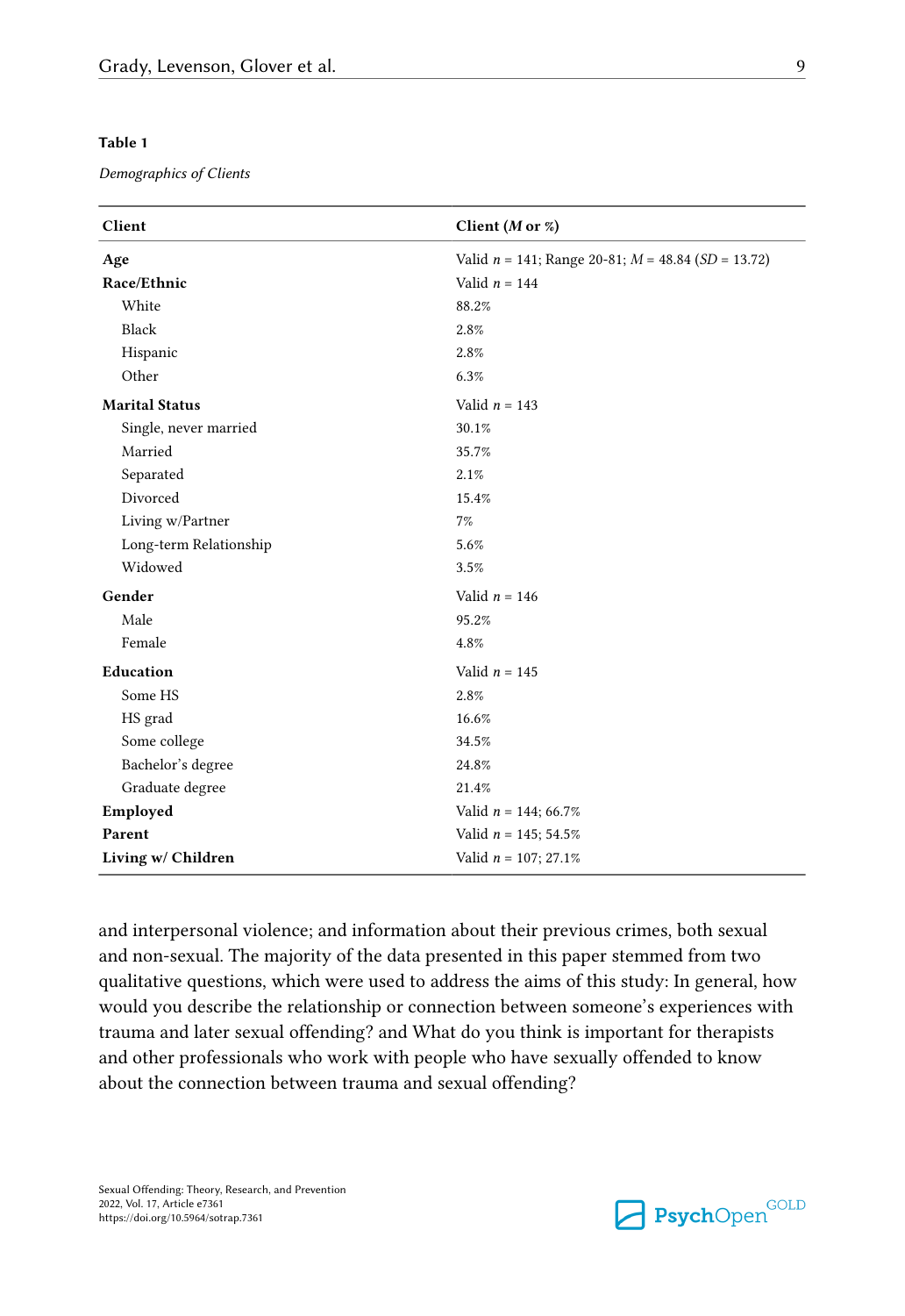**Table 1**

*Demographics of Clients*

| Client | Client (*M* or %) |
|---|---|
| **Age** | Valid *n* = 141; Range 20-81; *M* = 48.84 (*SD* = 13.72) |
| **Race/Ethnic** | Valid *n* = 144 |
| White | 88.2% |
| Black | 2.8% |
| Hispanic | 2.8% |
| Other | 6.3% |
| **Marital Status** | Valid *n* = 143 |
| Single, never married | 30.1% |
| Married | 35.7% |
| Separated | 2.1% |
| Divorced | 15.4% |
| Living w/Partner | 7% |
| Long-term Relationship | 5.6% |
| Widowed | 3.5% |
| **Gender** | Valid *n* = 146 |
| Male | 95.2% |
| Female | 4.8% |
| **Education** | Valid *n* = 145 |
| Some HS | 2.8% |
| HS grad | 16.6% |
| Some college | 34.5% |
| Bachelor's degree | 24.8% |
| Graduate degree | 21.4% |
| **Employed** | Valid *n* = 144; 66.7% |
| **Parent** | Valid *n* = 145; 54.5% |
| **Living w/ Children** | Valid *n* = 107; 27.1% |

and interpersonal violence; and information about their previous crimes, both sexual and non-sexual. The majority of the data presented in this paper stemmed from two qualitative questions, which were used to address the aims of this study: In general, how would you describe the relationship or connection between someone's experiences with trauma and later sexual offending? and What do you think is important for therapists and other professionals who work with people who have sexually offended to know about the connection between trauma and sexual offending?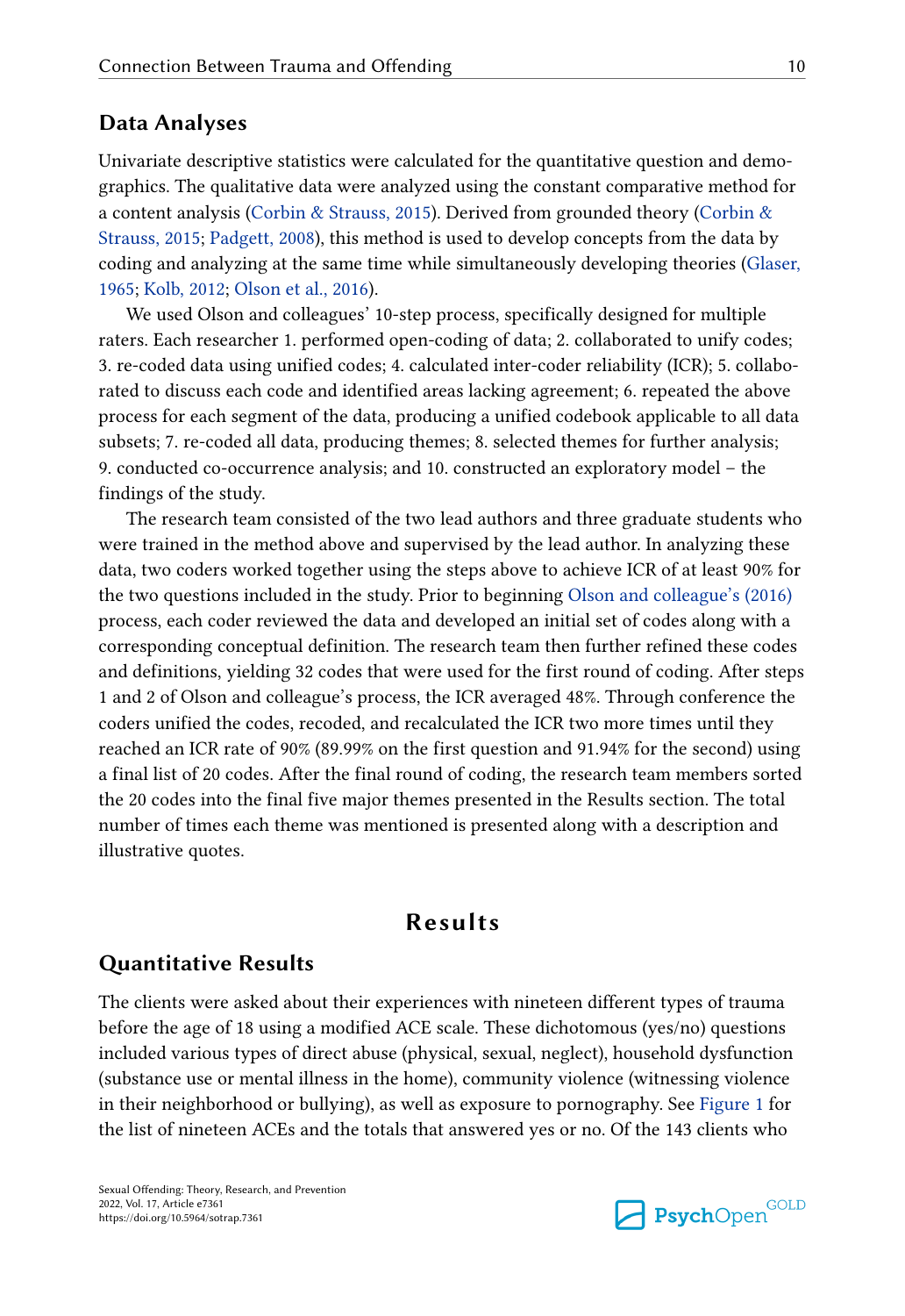## Data Analyses

Univariate descriptive statistics were calculated for the quantitative question and demographics. The qualitative data were analyzed using the constant comparative method for a content analysis (Corbin & Strauss, 2015). Derived from grounded theory (Corbin & Strauss, 2015; Padgett, 2008), this method is used to develop concepts from the data by coding and analyzing at the same time while simultaneously developing theories (Glaser, 1965; Kolb, 2012; Olson et al., 2016).

We used Olson and colleagues' 10-step process, specifically designed for multiple raters. Each researcher 1. performed open-coding of data; 2. collaborated to unify codes; 3. re-coded data using unified codes; 4. calculated inter-coder reliability (ICR); 5. collaborated to discuss each code and identified areas lacking agreement; 6. repeated the above process for each segment of the data, producing a unified codebook applicable to all data subsets; 7. re-coded all data, producing themes; 8. selected themes for further analysis; 9. conducted co-occurrence analysis; and 10. constructed an exploratory model – the findings of the study.

The research team consisted of the two lead authors and three graduate students who were trained in the method above and supervised by the lead author. In analyzing these data, two coders worked together using the steps above to achieve ICR of at least 90% for the two questions included in the study. Prior to beginning Olson and colleague's (2016) process, each coder reviewed the data and developed an initial set of codes along with a corresponding conceptual definition. The research team then further refined these codes and definitions, yielding 32 codes that were used for the first round of coding. After steps 1 and 2 of Olson and colleague's process, the ICR averaged 48%. Through conference the coders unified the codes, recoded, and recalculated the ICR two more times until they reached an ICR rate of 90% (89.99% on the first question and 91.94% for the second) using a final list of 20 codes. After the final round of coding, the research team members sorted the 20 codes into the final five major themes presented in the Results section. The total number of times each theme was mentioned is presented along with a description and illustrative quotes.

# Results

## Quantitative Results

The clients were asked about their experiences with nineteen different types of trauma before the age of 18 using a modified ACE scale. These dichotomous (yes/no) questions included various types of direct abuse (physical, sexual, neglect), household dysfunction (substance use or mental illness in the home), community violence (witnessing violence in their neighborhood or bullying), as well as exposure to pornography. See Figure 1 for the list of nineteen ACEs and the totals that answered yes or no. Of the 143 clients who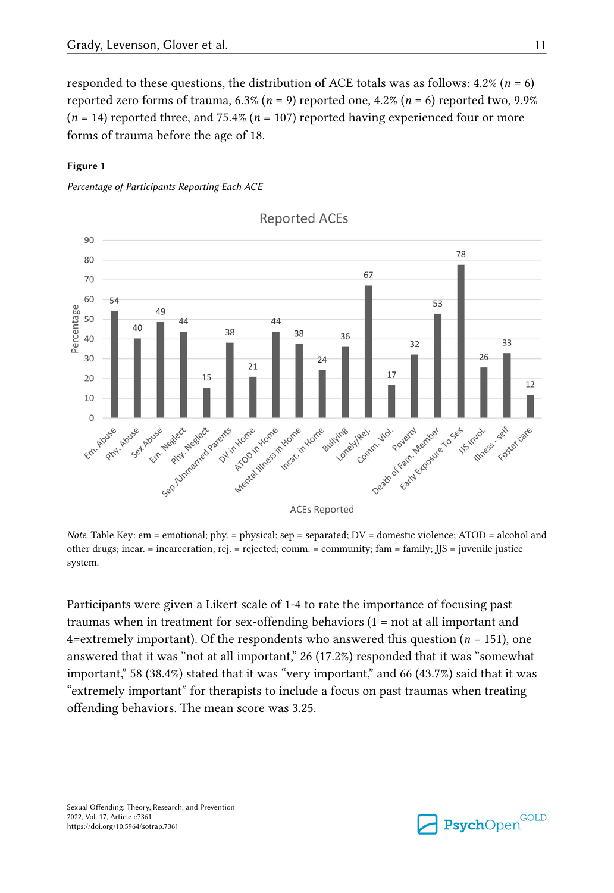responded to these questions, the distribution of ACE totals was as follows: 4.2% (*n* = 6) reported zero forms of trauma, 6.3% (*n* = 9) reported one, 4.2% (*n* = 6) reported two, 9.9% (*n* = 14) reported three, and 75.4% (*n* = 107) reported having experienced four or more forms of trauma before the age of 18.

**Figure 1**

*Percentage of Participants Reporting Each ACE*

*Note.* Table Key: em = emotional; phy. = physical; sep = separated; DV = domestic violence; ATOD = alcohol and other drugs; incar. = incarceration; rej. = rejected; comm. = community; fam = family; JJS = juvenile justice system.

Participants were given a Likert scale of 1-4 to rate the importance of focusing past traumas when in treatment for sex-offending behaviors (1 = not at all important and 4=extremely important). Of the respondents who answered this question (*n* = 151), one answered that it was "not at all important," 26 (17.2%) responded that it was "somewhat important," 58 (38.4%) stated that it was "very important," and 66 (43.7%) said that it was "extremely important" for therapists to include a focus on past traumas when treating offending behaviors. The mean score was 3.25.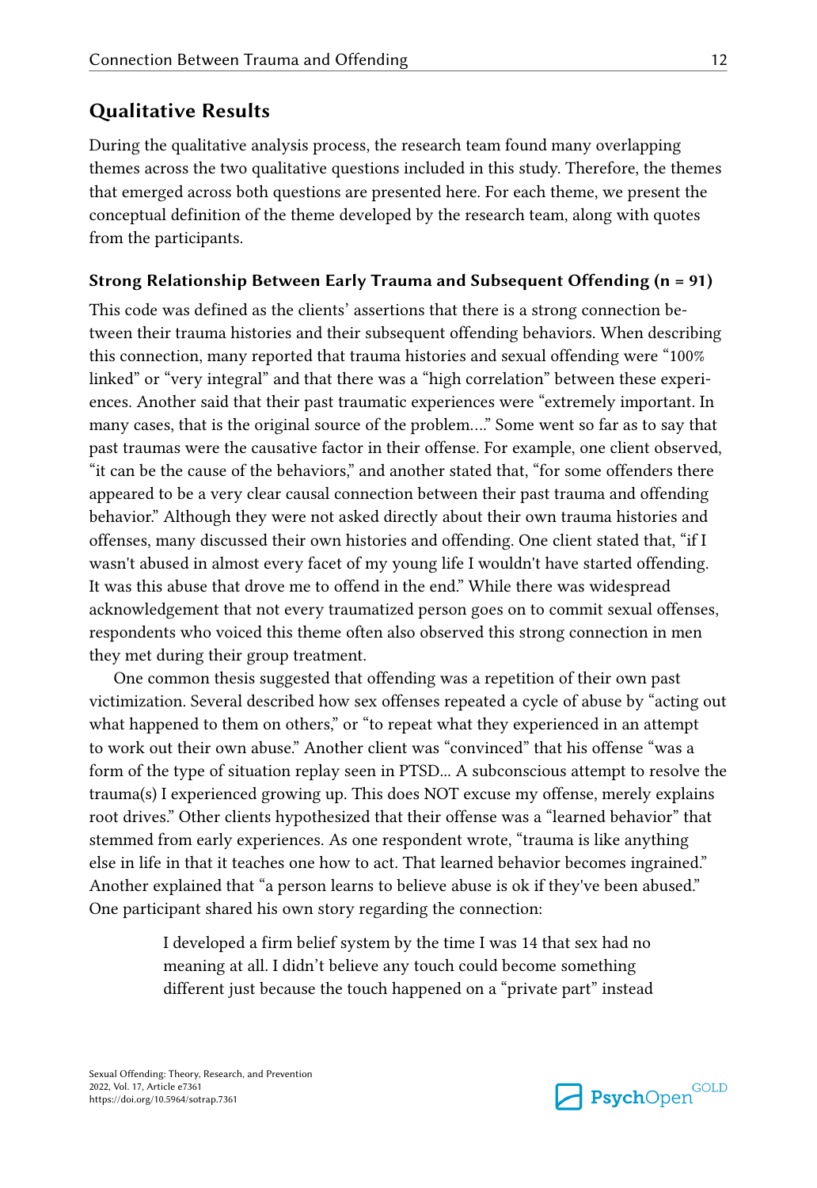## Qualitative Results

During the qualitative analysis process, the research team found many overlapping themes across the two qualitative questions included in this study. Therefore, the themes that emerged across both questions are presented here. For each theme, we present the conceptual definition of the theme developed by the research team, along with quotes from the participants.

### Strong Relationship Between Early Trauma and Subsequent Offending (n = 91)

This code was defined as the clients' assertions that there is a strong connection between their trauma histories and their subsequent offending behaviors. When describing this connection, many reported that trauma histories and sexual offending were "100% linked" or "very integral" and that there was a "high correlation" between these experiences. Another said that their past traumatic experiences were "extremely important. In many cases, that is the original source of the problem…" Some went so far as to say that past traumas were the causative factor in their offense. For example, one client observed, "it can be the cause of the behaviors," and another stated that, "for some offenders there appeared to be a very clear causal connection between their past trauma and offending behavior." Although they were not asked directly about their own trauma histories and offenses, many discussed their own histories and offending. One client stated that, "if I wasn't abused in almost every facet of my young life I wouldn't have started offending. It was this abuse that drove me to offend in the end." While there was widespread acknowledgement that not every traumatized person goes on to commit sexual offenses, respondents who voiced this theme often also observed this strong connection in men they met during their group treatment.

One common thesis suggested that offending was a repetition of their own past victimization. Several described how sex offenses repeated a cycle of abuse by "acting out what happened to them on others," or "to repeat what they experienced in an attempt to work out their own abuse." Another client was "convinced" that his offense "was a form of the type of situation replay seen in PTSD... A subconscious attempt to resolve the trauma(s) I experienced growing up. This does NOT excuse my offense, merely explains root drives." Other clients hypothesized that their offense was a "learned behavior" that stemmed from early experiences. As one respondent wrote, "trauma is like anything else in life in that it teaches one how to act. That learned behavior becomes ingrained." Another explained that "a person learns to believe abuse is ok if they've been abused." One participant shared his own story regarding the connection:

> I developed a firm belief system by the time I was 14 that sex had no meaning at all. I didn't believe any touch could become something different just because the touch happened on a "private part" instead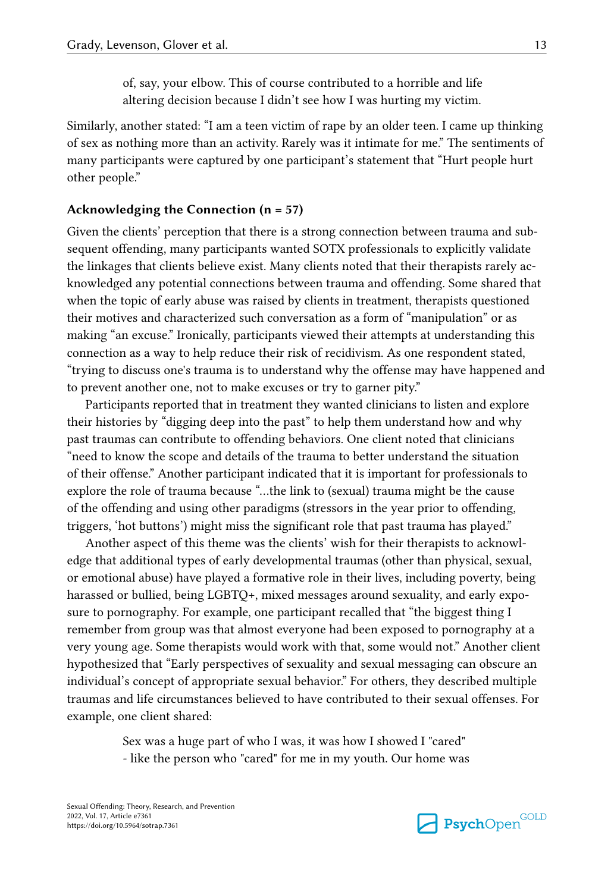> of, say, your elbow. This of course contributed to a horrible and life altering decision because I didn't see how I was hurting my victim.

Similarly, another stated: "I am a teen victim of rape by an older teen. I came up thinking of sex as nothing more than an activity. Rarely was it intimate for me." The sentiments of many participants were captured by one participant's statement that "Hurt people hurt other people."

### Acknowledging the Connection (n = 57)

Given the clients' perception that there is a strong connection between trauma and subsequent offending, many participants wanted SOTX professionals to explicitly validate the linkages that clients believe exist. Many clients noted that their therapists rarely acknowledged any potential connections between trauma and offending. Some shared that when the topic of early abuse was raised by clients in treatment, therapists questioned their motives and characterized such conversation as a form of "manipulation" or as making "an excuse." Ironically, participants viewed their attempts at understanding this connection as a way to help reduce their risk of recidivism. As one respondent stated, "trying to discuss one's trauma is to understand why the offense may have happened and to prevent another one, not to make excuses or try to garner pity."

Participants reported that in treatment they wanted clinicians to listen and explore their histories by "digging deep into the past" to help them understand how and why past traumas can contribute to offending behaviors. One client noted that clinicians "need to know the scope and details of the trauma to better understand the situation of their offense." Another participant indicated that it is important for professionals to explore the role of trauma because "…the link to (sexual) trauma might be the cause of the offending and using other paradigms (stressors in the year prior to offending, triggers, 'hot buttons') might miss the significant role that past trauma has played."

Another aspect of this theme was the clients' wish for their therapists to acknowledge that additional types of early developmental traumas (other than physical, sexual, or emotional abuse) have played a formative role in their lives, including poverty, being harassed or bullied, being LGBTQ+, mixed messages around sexuality, and early exposure to pornography. For example, one participant recalled that "the biggest thing I remember from group was that almost everyone had been exposed to pornography at a very young age. Some therapists would work with that, some would not." Another client hypothesized that "Early perspectives of sexuality and sexual messaging can obscure an individual's concept of appropriate sexual behavior." For others, they described multiple traumas and life circumstances believed to have contributed to their sexual offenses. For example, one client shared:

> Sex was a huge part of who I was, it was how I showed I "cared" - like the person who "cared" for me in my youth. Our home was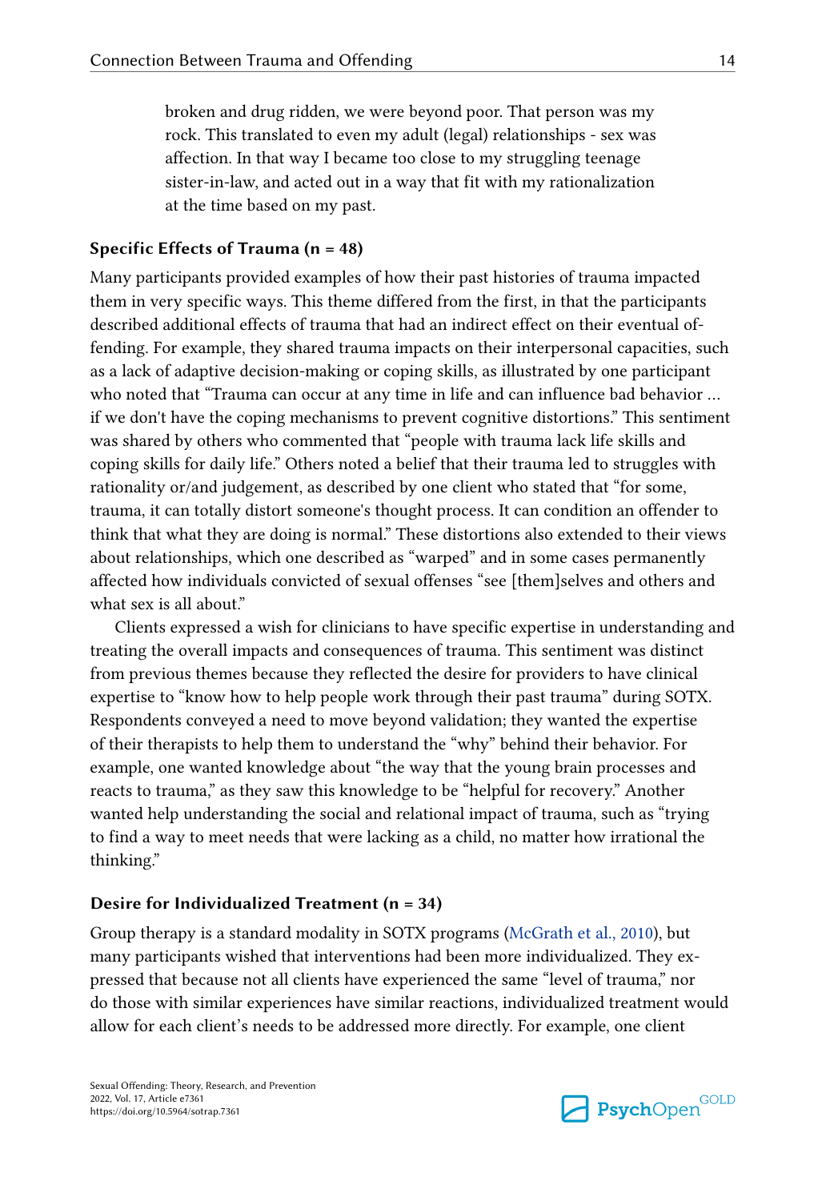> broken and drug ridden, we were beyond poor. That person was my rock. This translated to even my adult (legal) relationships - sex was affection. In that way I became too close to my struggling teenage sister-in-law, and acted out in a way that fit with my rationalization at the time based on my past.

### Specific Effects of Trauma (n = 48)

Many participants provided examples of how their past histories of trauma impacted them in very specific ways. This theme differed from the first, in that the participants described additional effects of trauma that had an indirect effect on their eventual offending. For example, they shared trauma impacts on their interpersonal capacities, such as a lack of adaptive decision-making or coping skills, as illustrated by one participant who noted that "Trauma can occur at any time in life and can influence bad behavior … if we don't have the coping mechanisms to prevent cognitive distortions." This sentiment was shared by others who commented that "people with trauma lack life skills and coping skills for daily life." Others noted a belief that their trauma led to struggles with rationality or/and judgement, as described by one client who stated that "for some, trauma, it can totally distort someone's thought process. It can condition an offender to think that what they are doing is normal." These distortions also extended to their views about relationships, which one described as "warped" and in some cases permanently affected how individuals convicted of sexual offenses "see [them]selves and others and what sex is all about."

Clients expressed a wish for clinicians to have specific expertise in understanding and treating the overall impacts and consequences of trauma. This sentiment was distinct from previous themes because they reflected the desire for providers to have clinical expertise to "know how to help people work through their past trauma" during SOTX. Respondents conveyed a need to move beyond validation; they wanted the expertise of their therapists to help them to understand the "why" behind their behavior. For example, one wanted knowledge about "the way that the young brain processes and reacts to trauma," as they saw this knowledge to be "helpful for recovery." Another wanted help understanding the social and relational impact of trauma, such as "trying to find a way to meet needs that were lacking as a child, no matter how irrational the thinking."

### Desire for Individualized Treatment (n = 34)

Group therapy is a standard modality in SOTX programs (McGrath et al., 2010), but many participants wished that interventions had been more individualized. They expressed that because not all clients have experienced the same "level of trauma," nor do those with similar experiences have similar reactions, individualized treatment would allow for each client's needs to be addressed more directly. For example, one client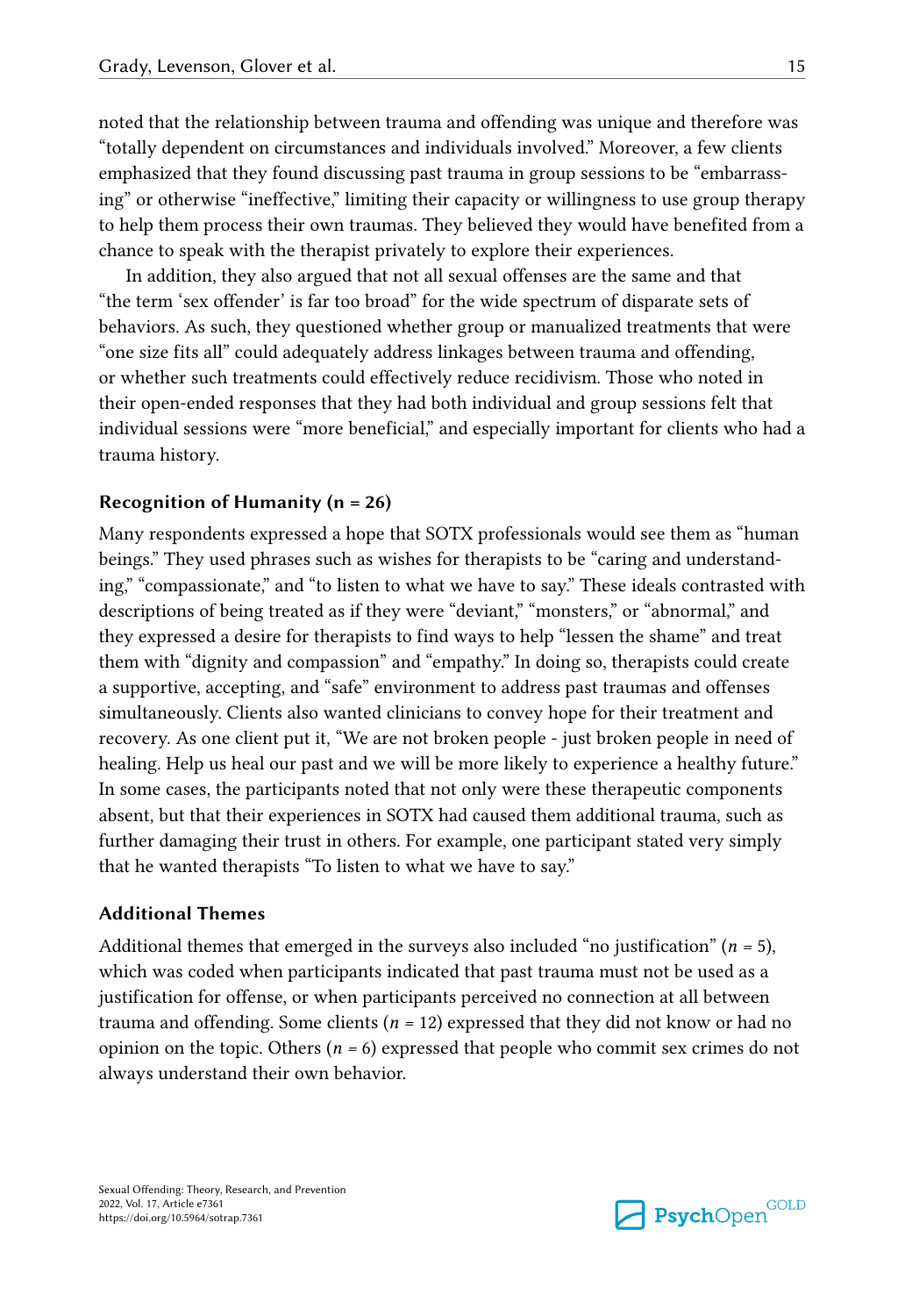noted that the relationship between trauma and offending was unique and therefore was "totally dependent on circumstances and individuals involved." Moreover, a few clients emphasized that they found discussing past trauma in group sessions to be "embarrassing" or otherwise "ineffective," limiting their capacity or willingness to use group therapy to help them process their own traumas. They believed they would have benefited from a chance to speak with the therapist privately to explore their experiences.

In addition, they also argued that not all sexual offenses are the same and that "the term 'sex offender' is far too broad" for the wide spectrum of disparate sets of behaviors. As such, they questioned whether group or manualized treatments that were "one size fits all" could adequately address linkages between trauma and offending, or whether such treatments could effectively reduce recidivism. Those who noted in their open-ended responses that they had both individual and group sessions felt that individual sessions were "more beneficial," and especially important for clients who had a trauma history.

### Recognition of Humanity (n = 26)

Many respondents expressed a hope that SOTX professionals would see them as "human beings." They used phrases such as wishes for therapists to be "caring and understanding," "compassionate," and "to listen to what we have to say." These ideals contrasted with descriptions of being treated as if they were "deviant," "monsters," or "abnormal," and they expressed a desire for therapists to find ways to help "lessen the shame" and treat them with "dignity and compassion" and "empathy." In doing so, therapists could create a supportive, accepting, and "safe" environment to address past traumas and offenses simultaneously. Clients also wanted clinicians to convey hope for their treatment and recovery. As one client put it, "We are not broken people - just broken people in need of healing. Help us heal our past and we will be more likely to experience a healthy future." In some cases, the participants noted that not only were these therapeutic components absent, but that their experiences in SOTX had caused them additional trauma, such as further damaging their trust in others. For example, one participant stated very simply that he wanted therapists "To listen to what we have to say."

### Additional Themes

Additional themes that emerged in the surveys also included "no justification" ($n$ = 5), which was coded when participants indicated that past trauma must not be used as a justification for offense, or when participants perceived no connection at all between trauma and offending. Some clients ($n$ = 12) expressed that they did not know or had no opinion on the topic. Others ($n$ = 6) expressed that people who commit sex crimes do not always understand their own behavior.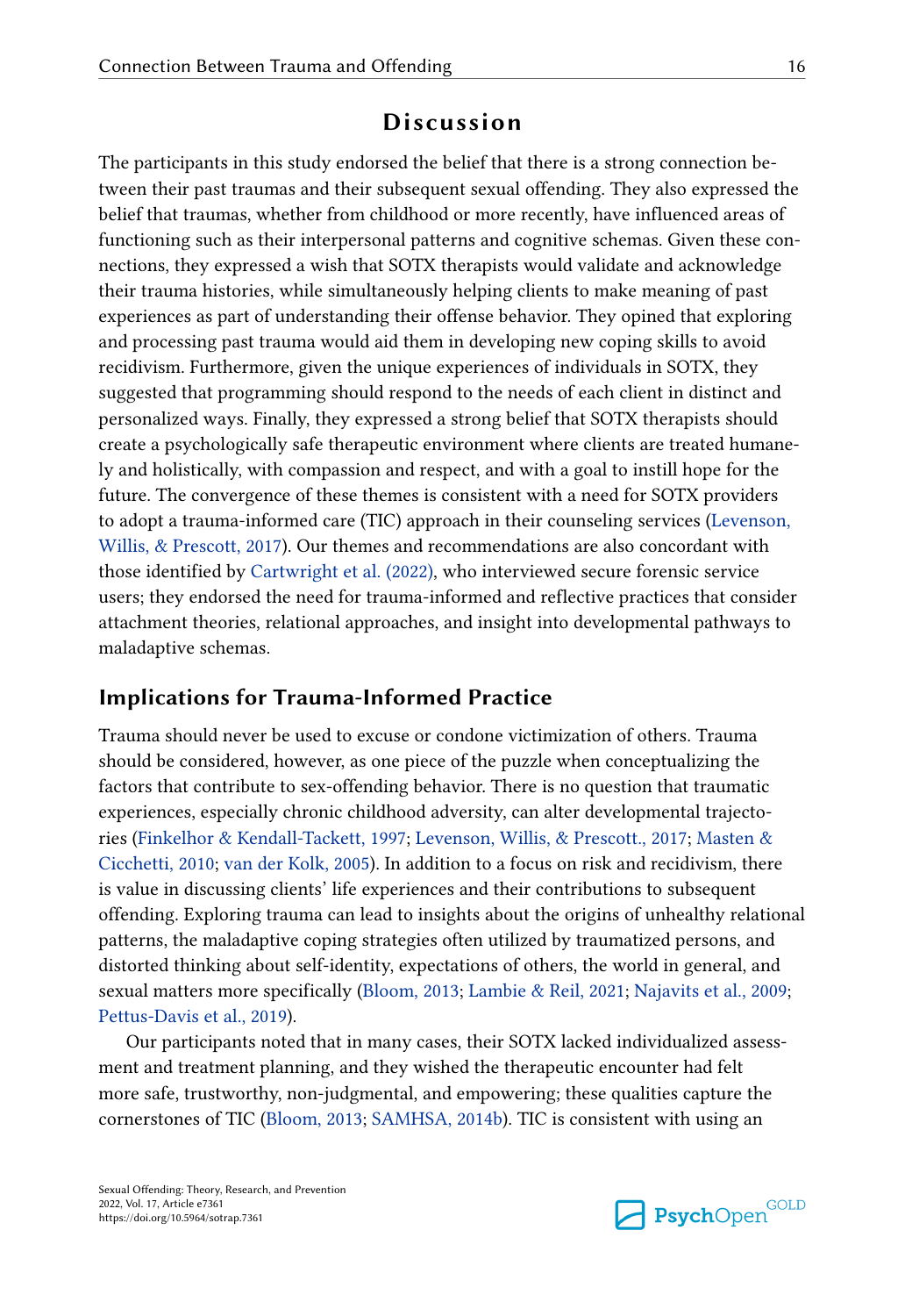# Discussion

The participants in this study endorsed the belief that there is a strong connection between their past traumas and their subsequent sexual offending. They also expressed the belief that traumas, whether from childhood or more recently, have influenced areas of functioning such as their interpersonal patterns and cognitive schemas. Given these connections, they expressed a wish that SOTX therapists would validate and acknowledge their trauma histories, while simultaneously helping clients to make meaning of past experiences as part of understanding their offense behavior. They opined that exploring and processing past trauma would aid them in developing new coping skills to avoid recidivism. Furthermore, given the unique experiences of individuals in SOTX, they suggested that programming should respond to the needs of each client in distinct and personalized ways. Finally, they expressed a strong belief that SOTX therapists should create a psychologically safe therapeutic environment where clients are treated humanely and holistically, with compassion and respect, and with a goal to instill hope for the future. The convergence of these themes is consistent with a need for SOTX providers to adopt a trauma-informed care (TIC) approach in their counseling services (Levenson, Willis, & Prescott, 2017). Our themes and recommendations are also concordant with those identified by Cartwright et al. (2022), who interviewed secure forensic service users; they endorsed the need for trauma-informed and reflective practices that consider attachment theories, relational approaches, and insight into developmental pathways to maladaptive schemas.

## Implications for Trauma-Informed Practice

Trauma should never be used to excuse or condone victimization of others. Trauma should be considered, however, as one piece of the puzzle when conceptualizing the factors that contribute to sex-offending behavior. There is no question that traumatic experiences, especially chronic childhood adversity, can alter developmental trajectories (Finkelhor & Kendall-Tackett, 1997; Levenson, Willis, & Prescott., 2017; Masten & Cicchetti, 2010; van der Kolk, 2005). In addition to a focus on risk and recidivism, there is value in discussing clients' life experiences and their contributions to subsequent offending. Exploring trauma can lead to insights about the origins of unhealthy relational patterns, the maladaptive coping strategies often utilized by traumatized persons, and distorted thinking about self-identity, expectations of others, the world in general, and sexual matters more specifically (Bloom, 2013; Lambie & Reil, 2021; Najavits et al., 2009; Pettus-Davis et al., 2019).

Our participants noted that in many cases, their SOTX lacked individualized assessment and treatment planning, and they wished the therapeutic encounter had felt more safe, trustworthy, non-judgmental, and empowering; these qualities capture the cornerstones of TIC (Bloom, 2013; SAMHSA, 2014b). TIC is consistent with using an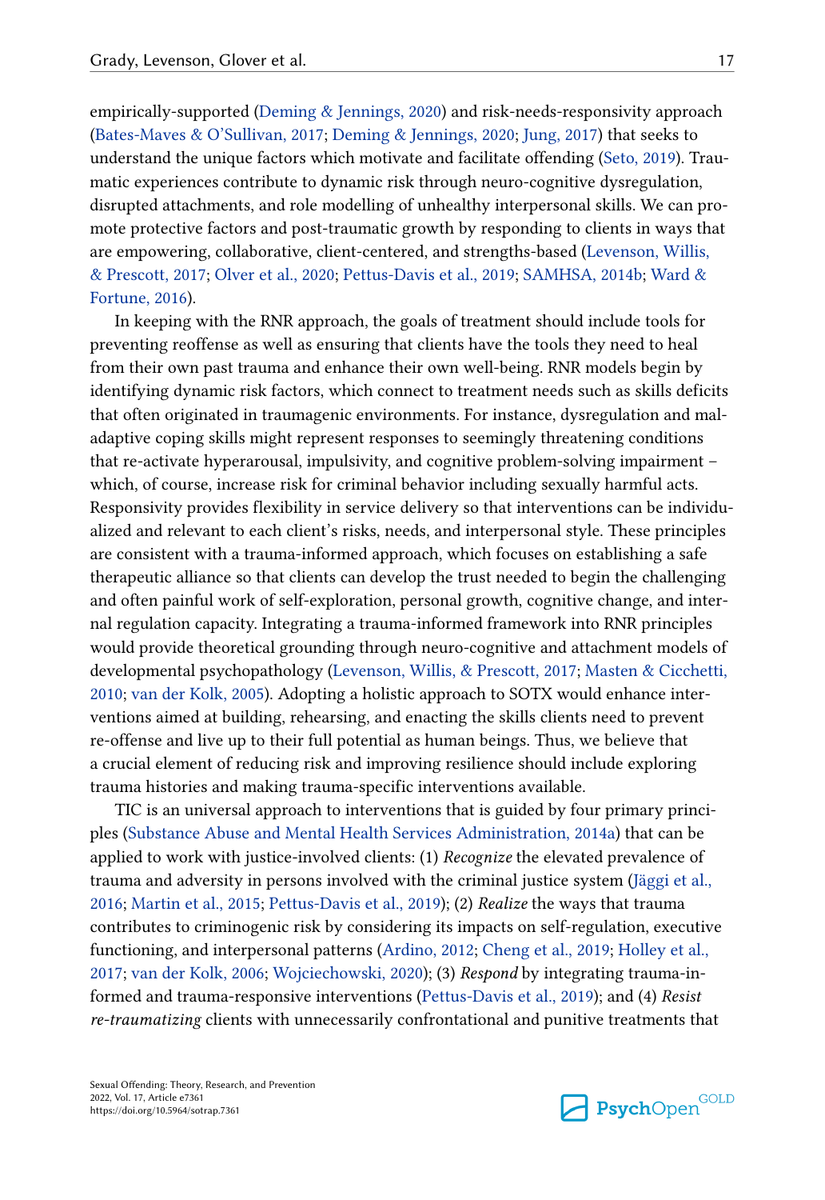empirically-supported (Deming & Jennings, 2020) and risk-needs-responsivity approach (Bates-Maves & O'Sullivan, 2017; Deming & Jennings, 2020; Jung, 2017) that seeks to understand the unique factors which motivate and facilitate offending (Seto, 2019). Traumatic experiences contribute to dynamic risk through neuro-cognitive dysregulation, disrupted attachments, and role modelling of unhealthy interpersonal skills. We can promote protective factors and post-traumatic growth by responding to clients in ways that are empowering, collaborative, client-centered, and strengths-based (Levenson, Willis, & Prescott, 2017; Olver et al., 2020; Pettus-Davis et al., 2019; SAMHSA, 2014b; Ward & Fortune, 2016).

In keeping with the RNR approach, the goals of treatment should include tools for preventing reoffense as well as ensuring that clients have the tools they need to heal from their own past trauma and enhance their own well-being. RNR models begin by identifying dynamic risk factors, which connect to treatment needs such as skills deficits that often originated in traumagenic environments. For instance, dysregulation and maladaptive coping skills might represent responses to seemingly threatening conditions that re-activate hyperarousal, impulsivity, and cognitive problem-solving impairment – which, of course, increase risk for criminal behavior including sexually harmful acts. Responsivity provides flexibility in service delivery so that interventions can be individualized and relevant to each client's risks, needs, and interpersonal style. These principles are consistent with a trauma-informed approach, which focuses on establishing a safe therapeutic alliance so that clients can develop the trust needed to begin the challenging and often painful work of self-exploration, personal growth, cognitive change, and internal regulation capacity. Integrating a trauma-informed framework into RNR principles would provide theoretical grounding through neuro-cognitive and attachment models of developmental psychopathology (Levenson, Willis, & Prescott, 2017; Masten & Cicchetti, 2010; van der Kolk, 2005). Adopting a holistic approach to SOTX would enhance interventions aimed at building, rehearsing, and enacting the skills clients need to prevent re-offense and live up to their full potential as human beings. Thus, we believe that a crucial element of reducing risk and improving resilience should include exploring trauma histories and making trauma-specific interventions available.

TIC is an universal approach to interventions that is guided by four primary principles (Substance Abuse and Mental Health Services Administration, 2014a) that can be applied to work with justice-involved clients: (1) *Recognize* the elevated prevalence of trauma and adversity in persons involved with the criminal justice system (Jäggi et al., 2016; Martin et al., 2015; Pettus-Davis et al., 2019); (2) *Realize* the ways that trauma contributes to criminogenic risk by considering its impacts on self-regulation, executive functioning, and interpersonal patterns (Ardino, 2012; Cheng et al., 2019; Holley et al., 2017; van der Kolk, 2006; Wojciechowski, 2020); (3) *Respond* by integrating trauma-informed and trauma-responsive interventions (Pettus-Davis et al., 2019); and (4) *Resist re-traumatizing* clients with unnecessarily confrontational and punitive treatments that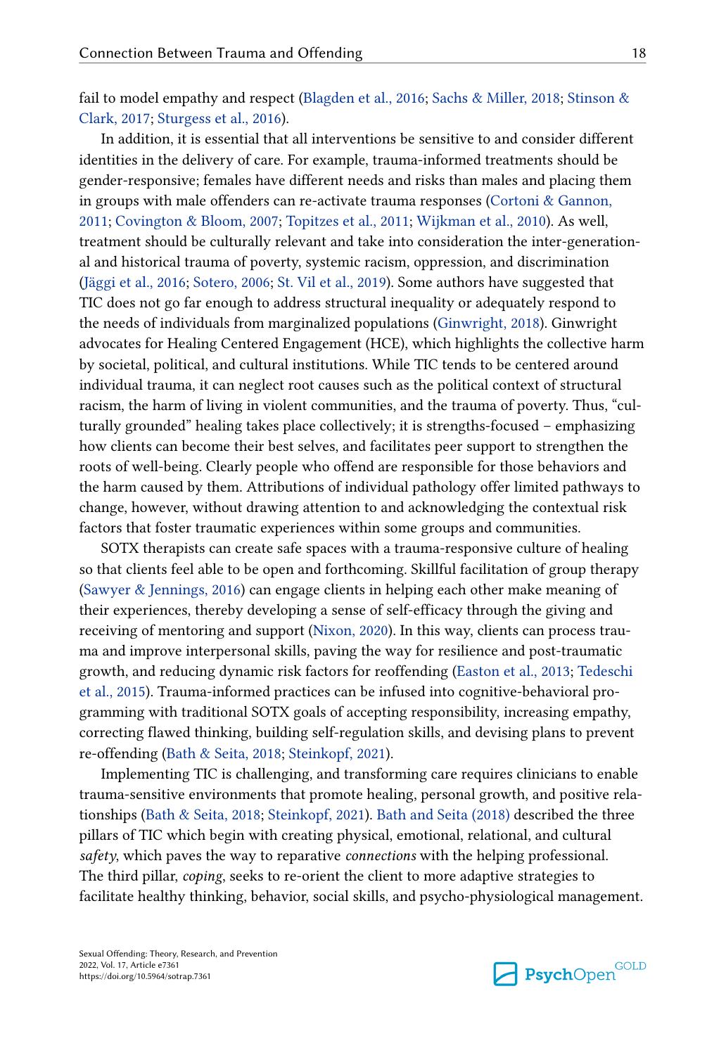fail to model empathy and respect (Blagden et al., 2016; Sachs & Miller, 2018; Stinson & Clark, 2017; Sturgess et al., 2016).

In addition, it is essential that all interventions be sensitive to and consider different identities in the delivery of care. For example, trauma-informed treatments should be gender-responsive; females have different needs and risks than males and placing them in groups with male offenders can re-activate trauma responses (Cortoni & Gannon, 2011; Covington & Bloom, 2007; Topitzes et al., 2011; Wijkman et al., 2010). As well, treatment should be culturally relevant and take into consideration the inter-generational and historical trauma of poverty, systemic racism, oppression, and discrimination (Jäggi et al., 2016; Sotero, 2006; St. Vil et al., 2019). Some authors have suggested that TIC does not go far enough to address structural inequality or adequately respond to the needs of individuals from marginalized populations (Ginwright, 2018). Ginwright advocates for Healing Centered Engagement (HCE), which highlights the collective harm by societal, political, and cultural institutions. While TIC tends to be centered around individual trauma, it can neglect root causes such as the political context of structural racism, the harm of living in violent communities, and the trauma of poverty. Thus, "culturally grounded" healing takes place collectively; it is strengths-focused – emphasizing how clients can become their best selves, and facilitates peer support to strengthen the roots of well-being. Clearly people who offend are responsible for those behaviors and the harm caused by them. Attributions of individual pathology offer limited pathways to change, however, without drawing attention to and acknowledging the contextual risk factors that foster traumatic experiences within some groups and communities.

SOTX therapists can create safe spaces with a trauma-responsive culture of healing so that clients feel able to be open and forthcoming. Skillful facilitation of group therapy (Sawyer & Jennings, 2016) can engage clients in helping each other make meaning of their experiences, thereby developing a sense of self-efficacy through the giving and receiving of mentoring and support (Nixon, 2020). In this way, clients can process trauma and improve interpersonal skills, paving the way for resilience and post-traumatic growth, and reducing dynamic risk factors for reoffending (Easton et al., 2013; Tedeschi et al., 2015). Trauma-informed practices can be infused into cognitive-behavioral programming with traditional SOTX goals of accepting responsibility, increasing empathy, correcting flawed thinking, building self-regulation skills, and devising plans to prevent re-offending (Bath & Seita, 2018; Steinkopf, 2021).

Implementing TIC is challenging, and transforming care requires clinicians to enable trauma-sensitive environments that promote healing, personal growth, and positive relationships (Bath & Seita, 2018; Steinkopf, 2021). Bath and Seita (2018) described the three pillars of TIC which begin with creating physical, emotional, relational, and cultural *safety*, which paves the way to reparative *connections* with the helping professional. The third pillar, *coping*, seeks to re-orient the client to more adaptive strategies to facilitate healthy thinking, behavior, social skills, and psycho-physiological management.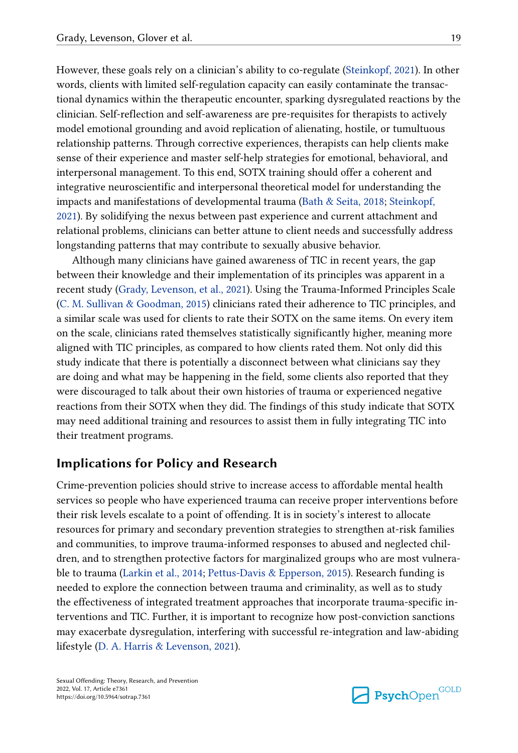However, these goals rely on a clinician's ability to co-regulate (Steinkopf, 2021). In other words, clients with limited self-regulation capacity can easily contaminate the transactional dynamics within the therapeutic encounter, sparking dysregulated reactions by the clinician. Self-reflection and self-awareness are pre-requisites for therapists to actively model emotional grounding and avoid replication of alienating, hostile, or tumultuous relationship patterns. Through corrective experiences, therapists can help clients make sense of their experience and master self-help strategies for emotional, behavioral, and interpersonal management. To this end, SOTX training should offer a coherent and integrative neuroscientific and interpersonal theoretical model for understanding the impacts and manifestations of developmental trauma (Bath & Seita, 2018; Steinkopf, 2021). By solidifying the nexus between past experience and current attachment and relational problems, clinicians can better attune to client needs and successfully address longstanding patterns that may contribute to sexually abusive behavior.

Although many clinicians have gained awareness of TIC in recent years, the gap between their knowledge and their implementation of its principles was apparent in a recent study (Grady, Levenson, et al., 2021). Using the Trauma-Informed Principles Scale (C. M. Sullivan & Goodman, 2015) clinicians rated their adherence to TIC principles, and a similar scale was used for clients to rate their SOTX on the same items. On every item on the scale, clinicians rated themselves statistically significantly higher, meaning more aligned with TIC principles, as compared to how clients rated them. Not only did this study indicate that there is potentially a disconnect between what clinicians say they are doing and what may be happening in the field, some clients also reported that they were discouraged to talk about their own histories of trauma or experienced negative reactions from their SOTX when they did. The findings of this study indicate that SOTX may need additional training and resources to assist them in fully integrating TIC into their treatment programs.

## Implications for Policy and Research

Crime-prevention policies should strive to increase access to affordable mental health services so people who have experienced trauma can receive proper interventions before their risk levels escalate to a point of offending. It is in society's interest to allocate resources for primary and secondary prevention strategies to strengthen at-risk families and communities, to improve trauma-informed responses to abused and neglected children, and to strengthen protective factors for marginalized groups who are most vulnerable to trauma (Larkin et al., 2014; Pettus-Davis & Epperson, 2015). Research funding is needed to explore the connection between trauma and criminality, as well as to study the effectiveness of integrated treatment approaches that incorporate trauma-specific interventions and TIC. Further, it is important to recognize how post-conviction sanctions may exacerbate dysregulation, interfering with successful re-integration and law-abiding lifestyle (D. A. Harris & Levenson, 2021).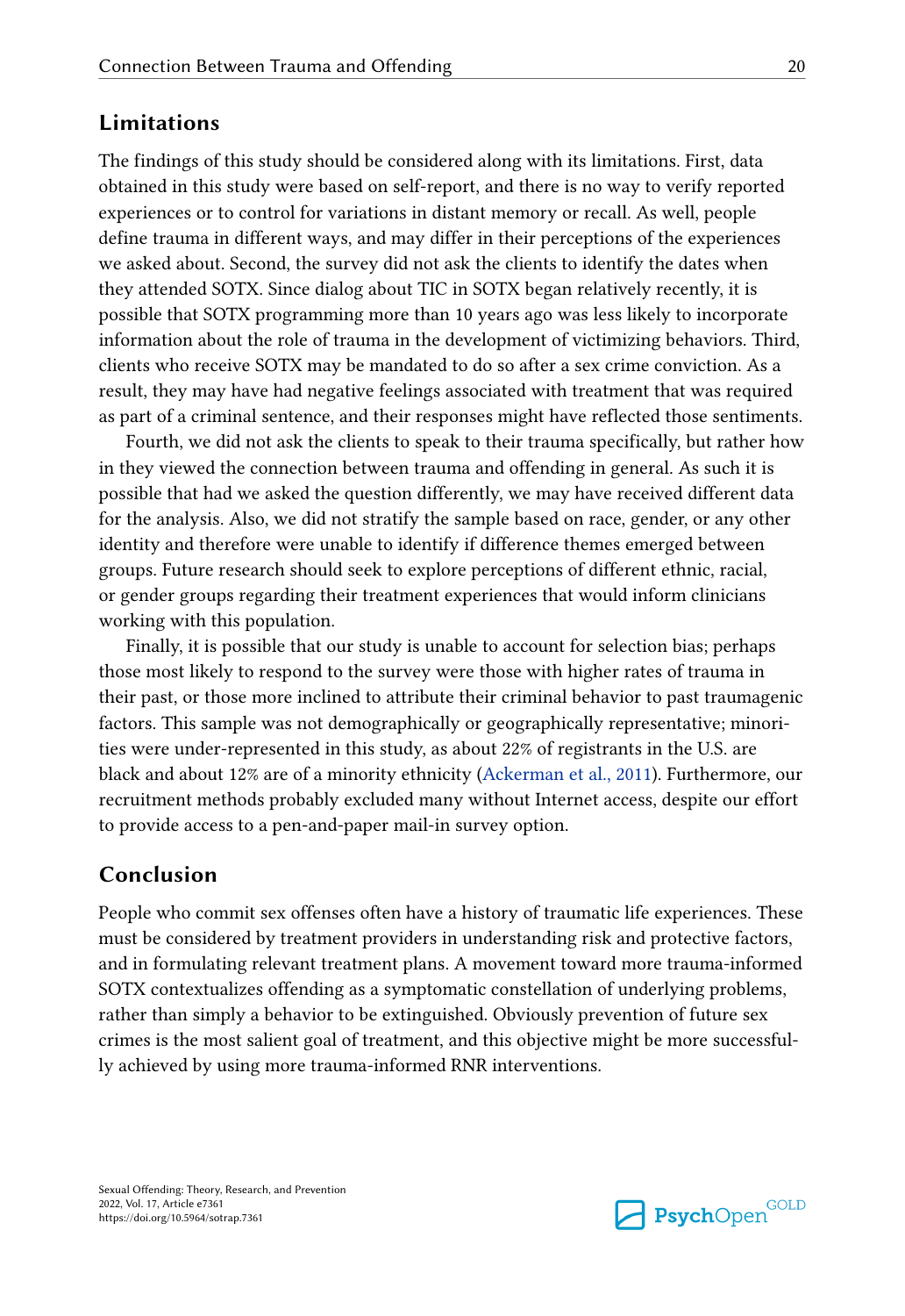## Limitations

The findings of this study should be considered along with its limitations. First, data obtained in this study were based on self-report, and there is no way to verify reported experiences or to control for variations in distant memory or recall. As well, people define trauma in different ways, and may differ in their perceptions of the experiences we asked about. Second, the survey did not ask the clients to identify the dates when they attended SOTX. Since dialog about TIC in SOTX began relatively recently, it is possible that SOTX programming more than 10 years ago was less likely to incorporate information about the role of trauma in the development of victimizing behaviors. Third, clients who receive SOTX may be mandated to do so after a sex crime conviction. As a result, they may have had negative feelings associated with treatment that was required as part of a criminal sentence, and their responses might have reflected those sentiments.

Fourth, we did not ask the clients to speak to their trauma specifically, but rather how in they viewed the connection between trauma and offending in general. As such it is possible that had we asked the question differently, we may have received different data for the analysis. Also, we did not stratify the sample based on race, gender, or any other identity and therefore were unable to identify if difference themes emerged between groups. Future research should seek to explore perceptions of different ethnic, racial, or gender groups regarding their treatment experiences that would inform clinicians working with this population.

Finally, it is possible that our study is unable to account for selection bias; perhaps those most likely to respond to the survey were those with higher rates of trauma in their past, or those more inclined to attribute their criminal behavior to past traumagenic factors. This sample was not demographically or geographically representative; minorities were under-represented in this study, as about 22% of registrants in the U.S. are black and about 12% are of a minority ethnicity (Ackerman et al., 2011). Furthermore, our recruitment methods probably excluded many without Internet access, despite our effort to provide access to a pen-and-paper mail-in survey option.

## Conclusion

People who commit sex offenses often have a history of traumatic life experiences. These must be considered by treatment providers in understanding risk and protective factors, and in formulating relevant treatment plans. A movement toward more trauma-informed SOTX contextualizes offending as a symptomatic constellation of underlying problems, rather than simply a behavior to be extinguished. Obviously prevention of future sex crimes is the most salient goal of treatment, and this objective might be more successfully achieved by using more trauma-informed RNR interventions.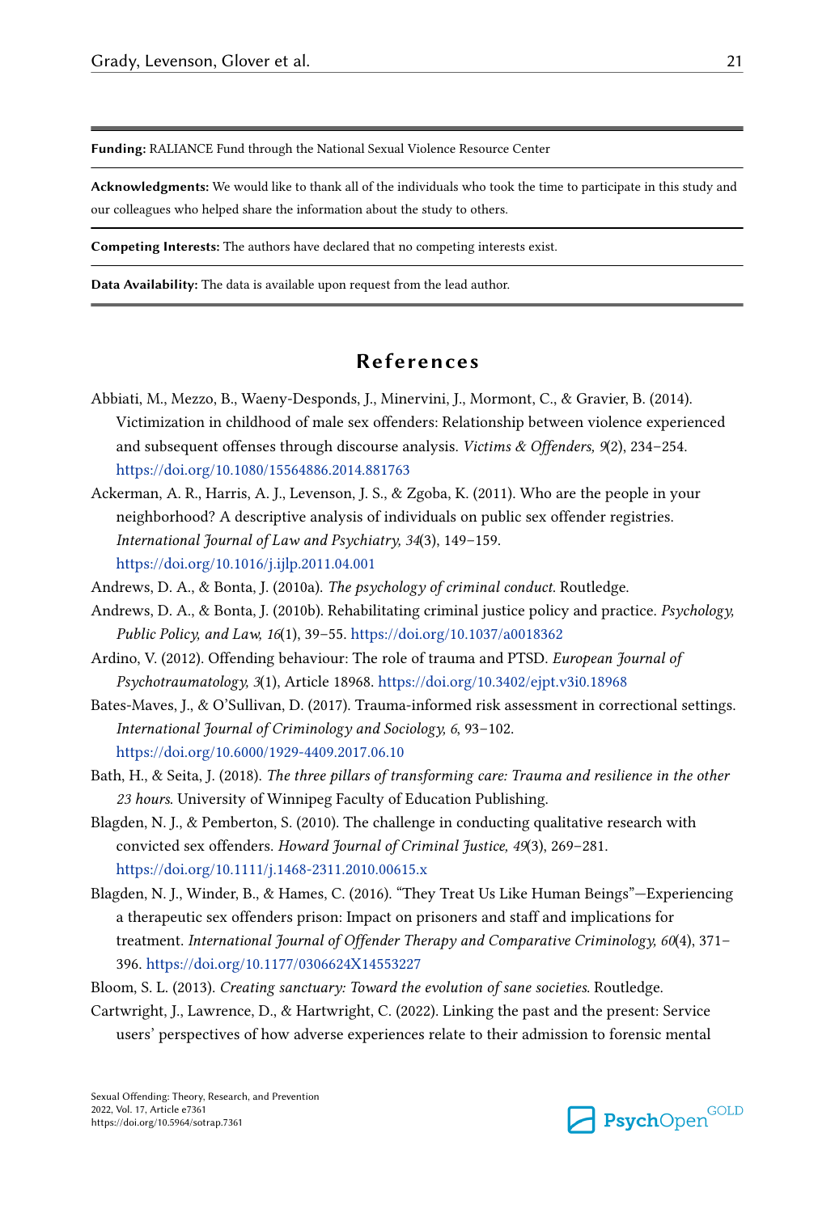**Funding:** RALIANCE Fund through the National Sexual Violence Resource Center

**Acknowledgments:** We would like to thank all of the individuals who took the time to participate in this study and our colleagues who helped share the information about the study to others.

**Competing Interests:** The authors have declared that no competing interests exist.

**Data Availability:** The data is available upon request from the lead author.

## References

Abbiati, M., Mezzo, B., Waeny-Desponds, J., Minervini, J., Mormont, C., & Gravier, B. (2014). Victimization in childhood of male sex offenders: Relationship between violence experienced and subsequent offenses through discourse analysis. *Victims & Offenders, 9*(2), 234–254. https://doi.org/10.1080/15564886.2014.881763

Ackerman, A. R., Harris, A. J., Levenson, J. S., & Zgoba, K. (2011). Who are the people in your neighborhood? A descriptive analysis of individuals on public sex offender registries. *International Journal of Law and Psychiatry, 34*(3), 149–159. https://doi.org/10.1016/j.ijlp.2011.04.001

Andrews, D. A., & Bonta, J. (2010a). *The psychology of criminal conduct*. Routledge.

Andrews, D. A., & Bonta, J. (2010b). Rehabilitating criminal justice policy and practice. *Psychology, Public Policy, and Law, 16*(1), 39–55. https://doi.org/10.1037/a0018362

Ardino, V. (2012). Offending behaviour: The role of trauma and PTSD. *European Journal of Psychotraumatology, 3*(1), Article 18968. https://doi.org/10.3402/ejpt.v3i0.18968

Bates-Maves, J., & O'Sullivan, D. (2017). Trauma-informed risk assessment in correctional settings. *International Journal of Criminology and Sociology, 6*, 93–102. https://doi.org/10.6000/1929-4409.2017.06.10

Bath, H., & Seita, J. (2018). *The three pillars of transforming care: Trauma and resilience in the other 23 hours*. University of Winnipeg Faculty of Education Publishing.

Blagden, N. J., & Pemberton, S. (2010). The challenge in conducting qualitative research with convicted sex offenders. *Howard Journal of Criminal Justice, 49*(3), 269–281. https://doi.org/10.1111/j.1468-2311.2010.00615.x

Blagden, N. J., Winder, B., & Hames, C. (2016). "They Treat Us Like Human Beings"—Experiencing a therapeutic sex offenders prison: Impact on prisoners and staff and implications for treatment. *International Journal of Offender Therapy and Comparative Criminology, 60*(4), 371–396. https://doi.org/10.1177/0306624X14553227

Bloom, S. L. (2013). *Creating sanctuary: Toward the evolution of sane societies*. Routledge.

Cartwright, J., Lawrence, D., & Hartwright, C. (2022). Linking the past and the present: Service users' perspectives of how adverse experiences relate to their admission to forensic mental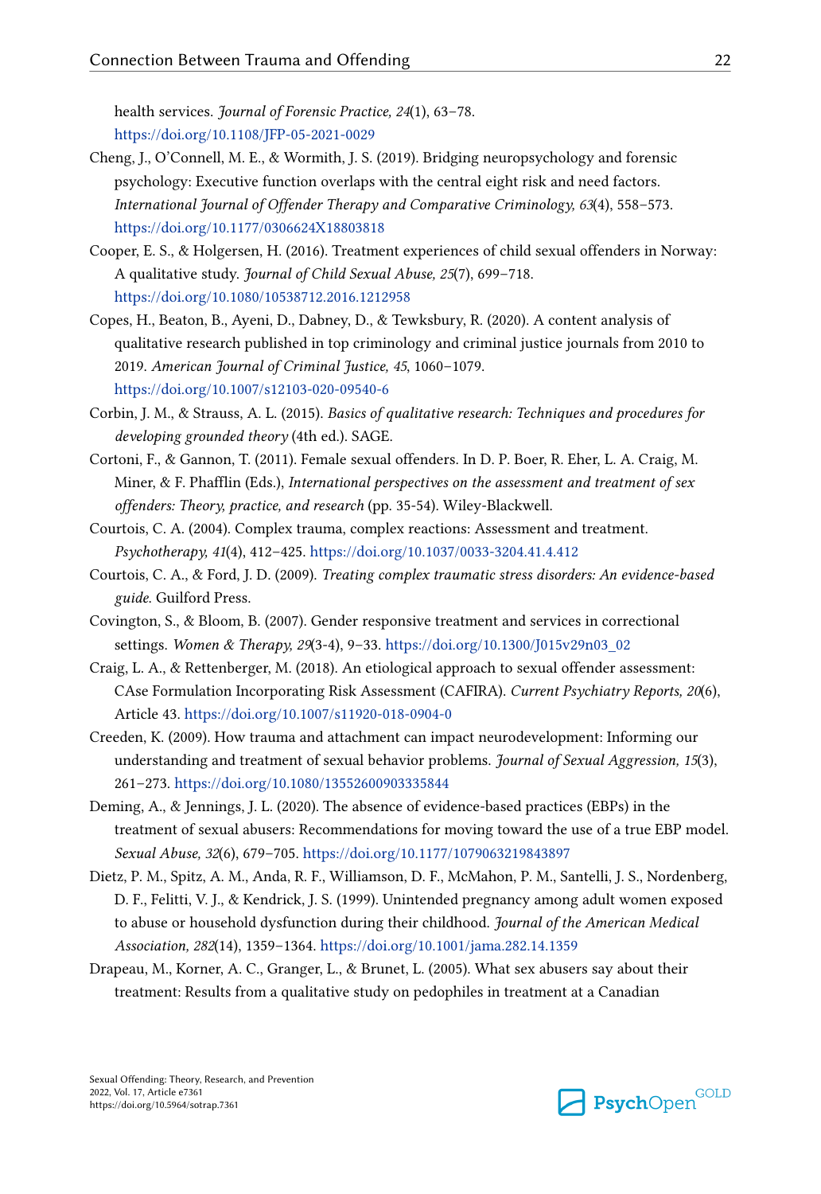health services. *Journal of Forensic Practice, 24*(1), 63–78. https://doi.org/10.1108/JFP-05-2021-0029

Cheng, J., O'Connell, M. E., & Wormith, J. S. (2019). Bridging neuropsychology and forensic psychology: Executive function overlaps with the central eight risk and need factors. *International Journal of Offender Therapy and Comparative Criminology, 63*(4), 558–573. https://doi.org/10.1177/0306624X18803818

Cooper, E. S., & Holgersen, H. (2016). Treatment experiences of child sexual offenders in Norway: A qualitative study. *Journal of Child Sexual Abuse, 25*(7), 699–718. https://doi.org/10.1080/10538712.2016.1212958

Copes, H., Beaton, B., Ayeni, D., Dabney, D., & Tewksbury, R. (2020). A content analysis of qualitative research published in top criminology and criminal justice journals from 2010 to 2019. *American Journal of Criminal Justice, 45*, 1060–1079. https://doi.org/10.1007/s12103-020-09540-6

Corbin, J. M., & Strauss, A. L. (2015). *Basics of qualitative research: Techniques and procedures for developing grounded theory* (4th ed.). SAGE.

Cortoni, F., & Gannon, T. (2011). Female sexual offenders. In D. P. Boer, R. Eher, L. A. Craig, M. Miner, & F. Phafflin (Eds.), *International perspectives on the assessment and treatment of sex offenders: Theory, practice, and research* (pp. 35-54). Wiley-Blackwell.

Courtois, C. A. (2004). Complex trauma, complex reactions: Assessment and treatment. *Psychotherapy, 41*(4), 412–425. https://doi.org/10.1037/0033-3204.41.4.412

Courtois, C. A., & Ford, J. D. (2009). *Treating complex traumatic stress disorders: An evidence-based guide*. Guilford Press.

Covington, S., & Bloom, B. (2007). Gender responsive treatment and services in correctional settings. *Women & Therapy, 29*(3-4), 9–33. https://doi.org/10.1300/J015v29n03_02

Craig, L. A., & Rettenberger, M. (2018). An etiological approach to sexual offender assessment: CAse Formulation Incorporating Risk Assessment (CAFIRA). *Current Psychiatry Reports, 20*(6), Article 43. https://doi.org/10.1007/s11920-018-0904-0

Creeden, K. (2009). How trauma and attachment can impact neurodevelopment: Informing our understanding and treatment of sexual behavior problems. *Journal of Sexual Aggression, 15*(3), 261–273. https://doi.org/10.1080/13552600903335844

Deming, A., & Jennings, J. L. (2020). The absence of evidence-based practices (EBPs) in the treatment of sexual abusers: Recommendations for moving toward the use of a true EBP model. *Sexual Abuse, 32*(6), 679–705. https://doi.org/10.1177/1079063219843897

Dietz, P. M., Spitz, A. M., Anda, R. F., Williamson, D. F., McMahon, P. M., Santelli, J. S., Nordenberg, D. F., Felitti, V. J., & Kendrick, J. S. (1999). Unintended pregnancy among adult women exposed to abuse or household dysfunction during their childhood. *Journal of the American Medical Association, 282*(14), 1359–1364. https://doi.org/10.1001/jama.282.14.1359

Drapeau, M., Korner, A. C., Granger, L., & Brunet, L. (2005). What sex abusers say about their treatment: Results from a qualitative study on pedophiles in treatment at a Canadian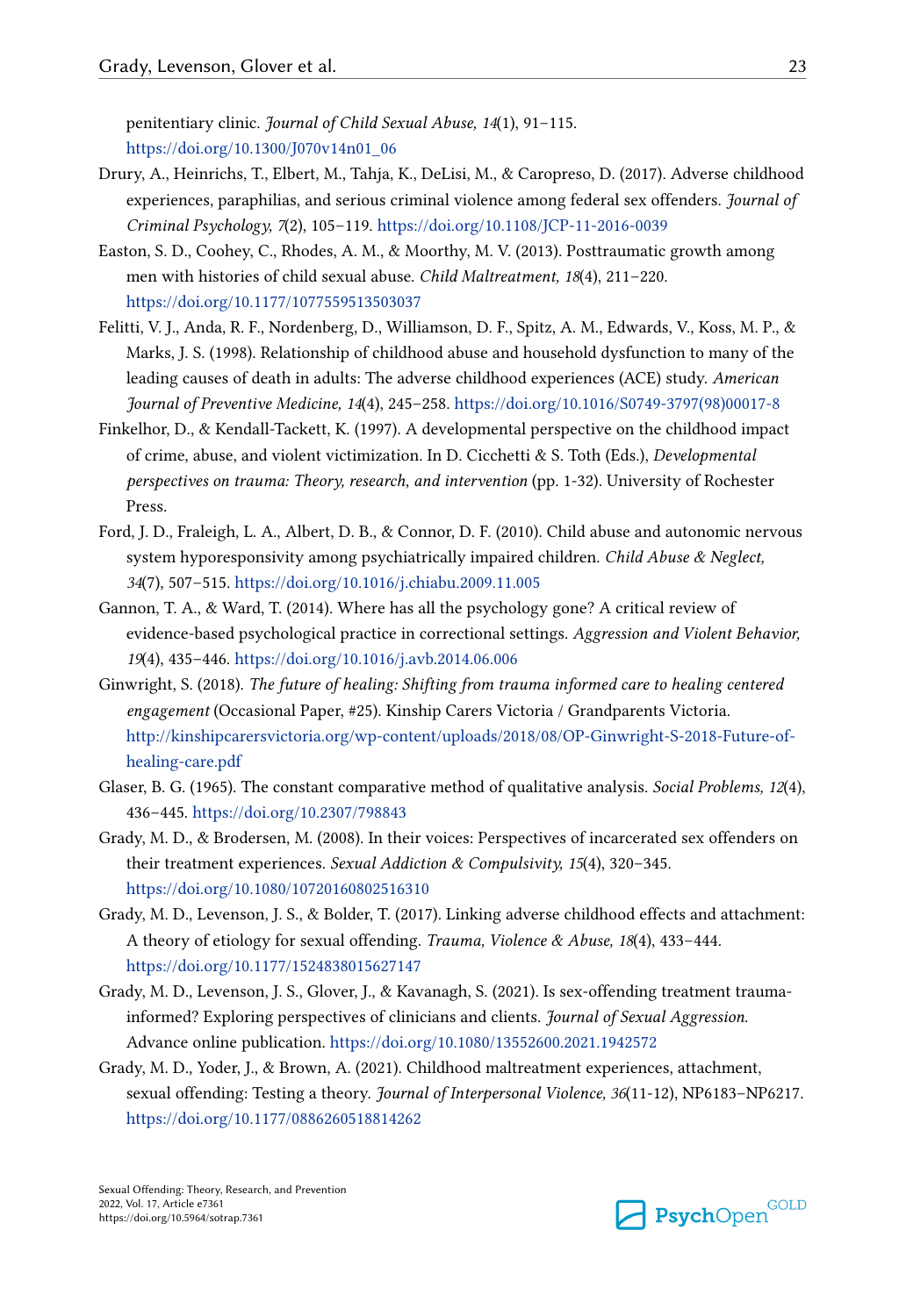penitentiary clinic. *Journal of Child Sexual Abuse, 14*(1), 91–115. https://doi.org/10.1300/J070v14n01_06

Drury, A., Heinrichs, T., Elbert, M., Tahja, K., DeLisi, M., & Caropreso, D. (2017). Adverse childhood experiences, paraphilias, and serious criminal violence among federal sex offenders. *Journal of Criminal Psychology, 7*(2), 105–119. https://doi.org/10.1108/JCP-11-2016-0039

Easton, S. D., Coohey, C., Rhodes, A. M., & Moorthy, M. V. (2013). Posttraumatic growth among men with histories of child sexual abuse. *Child Maltreatment, 18*(4), 211–220. https://doi.org/10.1177/1077559513503037

Felitti, V. J., Anda, R. F., Nordenberg, D., Williamson, D. F., Spitz, A. M., Edwards, V., Koss, M. P., & Marks, J. S. (1998). Relationship of childhood abuse and household dysfunction to many of the leading causes of death in adults: The adverse childhood experiences (ACE) study. *American Journal of Preventive Medicine, 14*(4), 245–258. https://doi.org/10.1016/S0749-3797(98)00017-8

Finkelhor, D., & Kendall-Tackett, K. (1997). A developmental perspective on the childhood impact of crime, abuse, and violent victimization. In D. Cicchetti & S. Toth (Eds.), *Developmental perspectives on trauma: Theory, research, and intervention* (pp. 1-32). University of Rochester Press.

Ford, J. D., Fraleigh, L. A., Albert, D. B., & Connor, D. F. (2010). Child abuse and autonomic nervous system hyporesponsivity among psychiatrically impaired children. *Child Abuse & Neglect, 34*(7), 507–515. https://doi.org/10.1016/j.chiabu.2009.11.005

Gannon, T. A., & Ward, T. (2014). Where has all the psychology gone? A critical review of evidence-based psychological practice in correctional settings. *Aggression and Violent Behavior, 19*(4), 435–446. https://doi.org/10.1016/j.avb.2014.06.006

Ginwright, S. (2018). *The future of healing: Shifting from trauma informed care to healing centered engagement* (Occasional Paper, #25). Kinship Carers Victoria / Grandparents Victoria. http://kinshipcarersvictoria.org/wp-content/uploads/2018/08/OP-Ginwright-S-2018-Future-of-healing-care.pdf

Glaser, B. G. (1965). The constant comparative method of qualitative analysis. *Social Problems, 12*(4), 436–445. https://doi.org/10.2307/798843

Grady, M. D., & Brodersen, M. (2008). In their voices: Perspectives of incarcerated sex offenders on their treatment experiences. *Sexual Addiction & Compulsivity, 15*(4), 320–345. https://doi.org/10.1080/10720160802516310

Grady, M. D., Levenson, J. S., & Bolder, T. (2017). Linking adverse childhood effects and attachment: A theory of etiology for sexual offending. *Trauma, Violence & Abuse, 18*(4), 433–444. https://doi.org/10.1177/1524838015627147

Grady, M. D., Levenson, J. S., Glover, J., & Kavanagh, S. (2021). Is sex-offending treatment trauma-informed? Exploring perspectives of clinicians and clients. *Journal of Sexual Aggression*. Advance online publication. https://doi.org/10.1080/13552600.2021.1942572

Grady, M. D., Yoder, J., & Brown, A. (2021). Childhood maltreatment experiences, attachment, sexual offending: Testing a theory. *Journal of Interpersonal Violence, 36*(11-12), NP6183–NP6217. https://doi.org/10.1177/0886260518814262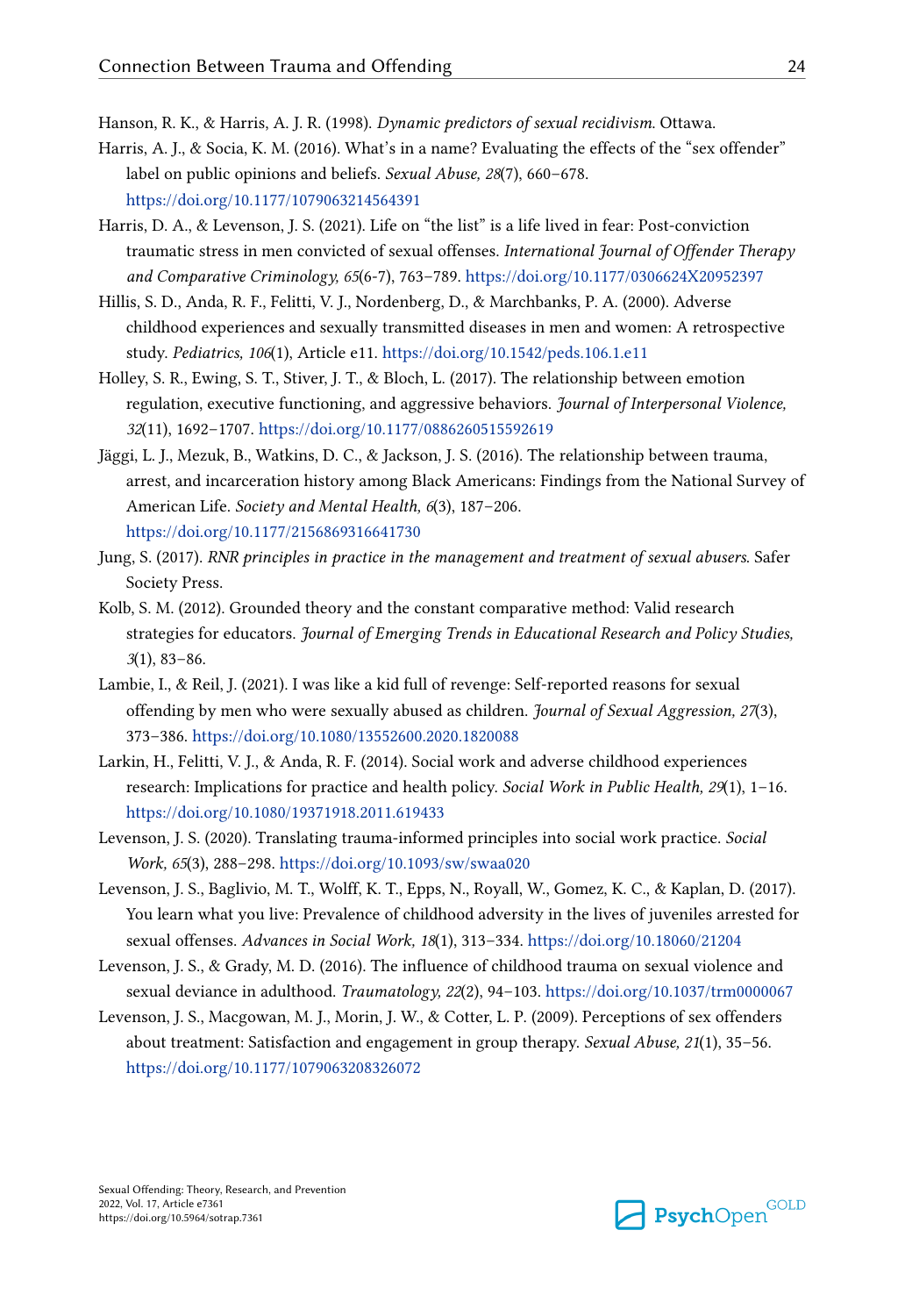Hanson, R. K., & Harris, A. J. R. (1998). *Dynamic predictors of sexual recidivism*. Ottawa.

Harris, A. J., & Socia, K. M. (2016). What's in a name? Evaluating the effects of the "sex offender" label on public opinions and beliefs. *Sexual Abuse, 28*(7), 660–678. https://doi.org/10.1177/1079063214564391

Harris, D. A., & Levenson, J. S. (2021). Life on "the list" is a life lived in fear: Post-conviction traumatic stress in men convicted of sexual offenses. *International Journal of Offender Therapy and Comparative Criminology, 65*(6-7), 763–789. https://doi.org/10.1177/0306624X20952397

Hillis, S. D., Anda, R. F., Felitti, V. J., Nordenberg, D., & Marchbanks, P. A. (2000). Adverse childhood experiences and sexually transmitted diseases in men and women: A retrospective study. *Pediatrics, 106*(1), Article e11. https://doi.org/10.1542/peds.106.1.e11

Holley, S. R., Ewing, S. T., Stiver, J. T., & Bloch, L. (2017). The relationship between emotion regulation, executive functioning, and aggressive behaviors. *Journal of Interpersonal Violence, 32*(11), 1692–1707. https://doi.org/10.1177/0886260515592619

Jäggi, L. J., Mezuk, B., Watkins, D. C., & Jackson, J. S. (2016). The relationship between trauma, arrest, and incarceration history among Black Americans: Findings from the National Survey of American Life. *Society and Mental Health, 6*(3), 187–206. https://doi.org/10.1177/2156869316641730

Jung, S. (2017). *RNR principles in practice in the management and treatment of sexual abusers*. Safer Society Press.

Kolb, S. M. (2012). Grounded theory and the constant comparative method: Valid research strategies for educators. *Journal of Emerging Trends in Educational Research and Policy Studies, 3*(1), 83–86.

Lambie, I., & Reil, J. (2021). I was like a kid full of revenge: Self-reported reasons for sexual offending by men who were sexually abused as children. *Journal of Sexual Aggression, 27*(3), 373–386. https://doi.org/10.1080/13552600.2020.1820088

Larkin, H., Felitti, V. J., & Anda, R. F. (2014). Social work and adverse childhood experiences research: Implications for practice and health policy. *Social Work in Public Health, 29*(1), 1–16. https://doi.org/10.1080/19371918.2011.619433

Levenson, J. S. (2020). Translating trauma-informed principles into social work practice. *Social Work, 65*(3), 288–298. https://doi.org/10.1093/sw/swaa020

Levenson, J. S., Baglivio, M. T., Wolff, K. T., Epps, N., Royall, W., Gomez, K. C., & Kaplan, D. (2017). You learn what you live: Prevalence of childhood adversity in the lives of juveniles arrested for sexual offenses. *Advances in Social Work, 18*(1), 313–334. https://doi.org/10.18060/21204

Levenson, J. S., & Grady, M. D. (2016). The influence of childhood trauma on sexual violence and sexual deviance in adulthood. *Traumatology, 22*(2), 94–103. https://doi.org/10.1037/trm0000067

Levenson, J. S., Macgowan, M. J., Morin, J. W., & Cotter, L. P. (2009). Perceptions of sex offenders about treatment: Satisfaction and engagement in group therapy. *Sexual Abuse, 21*(1), 35–56. https://doi.org/10.1177/1079063208326072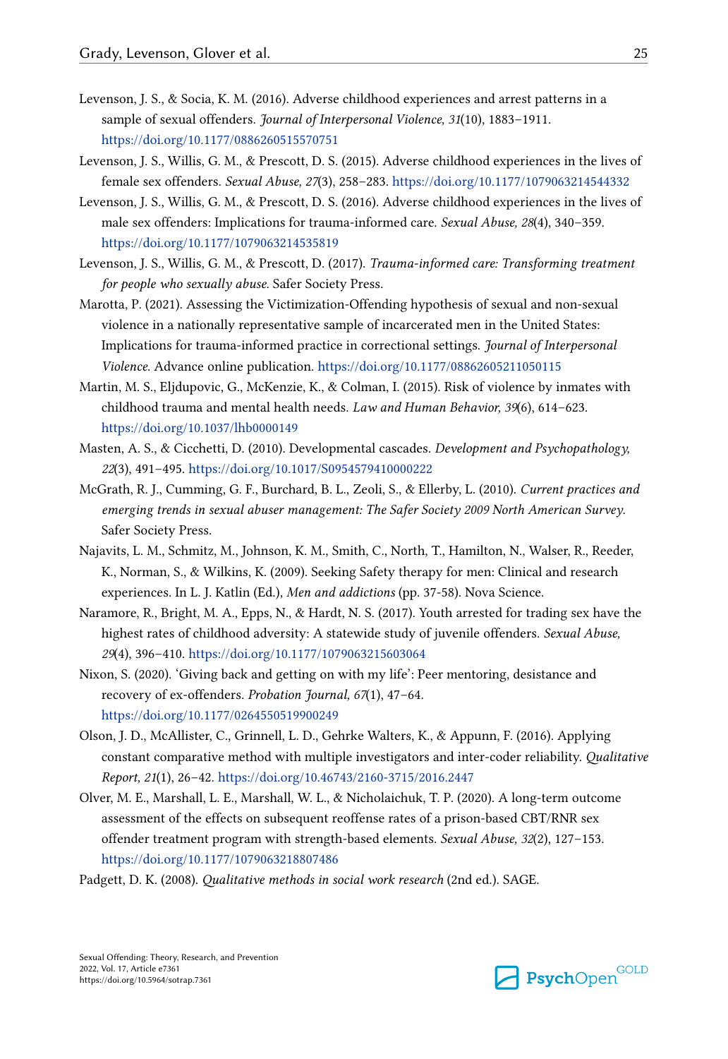Levenson, J. S., & Socia, K. M. (2016). Adverse childhood experiences and arrest patterns in a sample of sexual offenders. *Journal of Interpersonal Violence, 31*(10), 1883–1911. https://doi.org/10.1177/0886260515570751

Levenson, J. S., Willis, G. M., & Prescott, D. S. (2015). Adverse childhood experiences in the lives of female sex offenders. *Sexual Abuse, 27*(3), 258–283. https://doi.org/10.1177/1079063214544332

Levenson, J. S., Willis, G. M., & Prescott, D. S. (2016). Adverse childhood experiences in the lives of male sex offenders: Implications for trauma-informed care. *Sexual Abuse, 28*(4), 340–359. https://doi.org/10.1177/1079063214535819

Levenson, J. S., Willis, G. M., & Prescott, D. (2017). *Trauma-informed care: Transforming treatment for people who sexually abuse*. Safer Society Press.

Marotta, P. (2021). Assessing the Victimization-Offending hypothesis of sexual and non-sexual violence in a nationally representative sample of incarcerated men in the United States: Implications for trauma-informed practice in correctional settings. *Journal of Interpersonal Violence*. Advance online publication. https://doi.org/10.1177/08862605211050115

Martin, M. S., Eljdupovic, G., McKenzie, K., & Colman, I. (2015). Risk of violence by inmates with childhood trauma and mental health needs. *Law and Human Behavior, 39*(6), 614–623. https://doi.org/10.1037/lhb0000149

Masten, A. S., & Cicchetti, D. (2010). Developmental cascades. *Development and Psychopathology, 22*(3), 491–495. https://doi.org/10.1017/S0954579410000222

McGrath, R. J., Cumming, G. F., Burchard, B. L., Zeoli, S., & Ellerby, L. (2010). *Current practices and emerging trends in sexual abuser management: The Safer Society 2009 North American Survey*. Safer Society Press.

Najavits, L. M., Schmitz, M., Johnson, K. M., Smith, C., North, T., Hamilton, N., Walser, R., Reeder, K., Norman, S., & Wilkins, K. (2009). Seeking Safety therapy for men: Clinical and research experiences. In L. J. Katlin (Ed.), *Men and addictions* (pp. 37-58). Nova Science.

Naramore, R., Bright, M. A., Epps, N., & Hardt, N. S. (2017). Youth arrested for trading sex have the highest rates of childhood adversity: A statewide study of juvenile offenders. *Sexual Abuse, 29*(4), 396–410. https://doi.org/10.1177/1079063215603064

Nixon, S. (2020). 'Giving back and getting on with my life': Peer mentoring, desistance and recovery of ex-offenders. *Probation Journal, 67*(1), 47–64. https://doi.org/10.1177/0264550519900249

Olson, J. D., McAllister, C., Grinnell, L. D., Gehrke Walters, K., & Appunn, F. (2016). Applying constant comparative method with multiple investigators and inter-coder reliability. *Qualitative Report, 21*(1), 26–42. https://doi.org/10.46743/2160-3715/2016.2447

Olver, M. E., Marshall, L. E., Marshall, W. L., & Nicholaichuk, T. P. (2020). A long-term outcome assessment of the effects on subsequent reoffense rates of a prison-based CBT/RNR sex offender treatment program with strength-based elements. *Sexual Abuse, 32*(2), 127–153. https://doi.org/10.1177/1079063218807486

Padgett, D. K. (2008). *Qualitative methods in social work research* (2nd ed.). SAGE.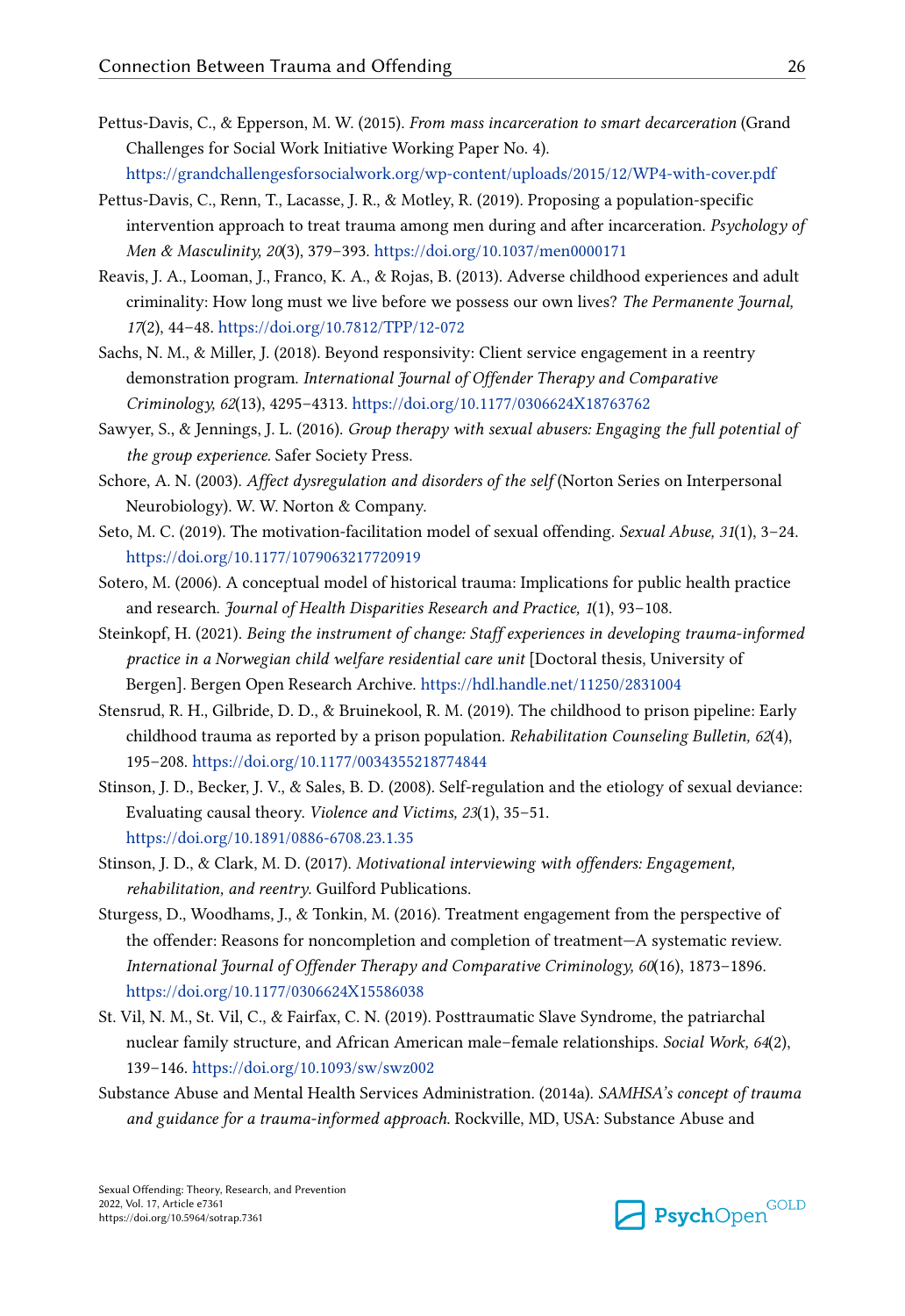Pettus-Davis, C., & Epperson, M. W. (2015). *From mass incarceration to smart decarceration* (Grand Challenges for Social Work Initiative Working Paper No. 4). https://grandchallengesforsocialwork.org/wp-content/uploads/2015/12/WP4-with-cover.pdf

Pettus-Davis, C., Renn, T., Lacasse, J. R., & Motley, R. (2019). Proposing a population-specific intervention approach to treat trauma among men during and after incarceration. *Psychology of Men & Masculinity, 20*(3), 379–393. https://doi.org/10.1037/men0000171

Reavis, J. A., Looman, J., Franco, K. A., & Rojas, B. (2013). Adverse childhood experiences and adult criminality: How long must we live before we possess our own lives? *The Permanente Journal, 17*(2), 44–48. https://doi.org/10.7812/TPP/12-072

Sachs, N. M., & Miller, J. (2018). Beyond responsivity: Client service engagement in a reentry demonstration program. *International Journal of Offender Therapy and Comparative Criminology, 62*(13), 4295–4313. https://doi.org/10.1177/0306624X18763762

Sawyer, S., & Jennings, J. L. (2016). *Group therapy with sexual abusers: Engaging the full potential of the group experience.* Safer Society Press.

Schore, A. N. (2003). *Affect dysregulation and disorders of the self* (Norton Series on Interpersonal Neurobiology). W. W. Norton & Company.

Seto, M. C. (2019). The motivation-facilitation model of sexual offending. *Sexual Abuse, 31*(1), 3–24. https://doi.org/10.1177/1079063217720919

Sotero, M. (2006). A conceptual model of historical trauma: Implications for public health practice and research. *Journal of Health Disparities Research and Practice, 1*(1), 93–108.

Steinkopf, H. (2021). *Being the instrument of change: Staff experiences in developing trauma-informed practice in a Norwegian child welfare residential care unit* [Doctoral thesis, University of Bergen]. Bergen Open Research Archive. https://hdl.handle.net/11250/2831004

Stensrud, R. H., Gilbride, D. D., & Bruinekool, R. M. (2019). The childhood to prison pipeline: Early childhood trauma as reported by a prison population. *Rehabilitation Counseling Bulletin, 62*(4), 195–208. https://doi.org/10.1177/0034355218774844

Stinson, J. D., Becker, J. V., & Sales, B. D. (2008). Self-regulation and the etiology of sexual deviance: Evaluating causal theory. *Violence and Victims, 23*(1), 35–51. https://doi.org/10.1891/0886-6708.23.1.35

Stinson, J. D., & Clark, M. D. (2017). *Motivational interviewing with offenders: Engagement, rehabilitation, and reentry.* Guilford Publications.

Sturgess, D., Woodhams, J., & Tonkin, M. (2016). Treatment engagement from the perspective of the offender: Reasons for noncompletion and completion of treatment—A systematic review. *International Journal of Offender Therapy and Comparative Criminology, 60*(16), 1873–1896. https://doi.org/10.1177/0306624X15586038

St. Vil, N. M., St. Vil, C., & Fairfax, C. N. (2019). Posttraumatic Slave Syndrome, the patriarchal nuclear family structure, and African American male–female relationships. *Social Work, 64*(2), 139–146. https://doi.org/10.1093/sw/swz002

Substance Abuse and Mental Health Services Administration. (2014a). *SAMHSA's concept of trauma and guidance for a trauma-informed approach.* Rockville, MD, USA: Substance Abuse and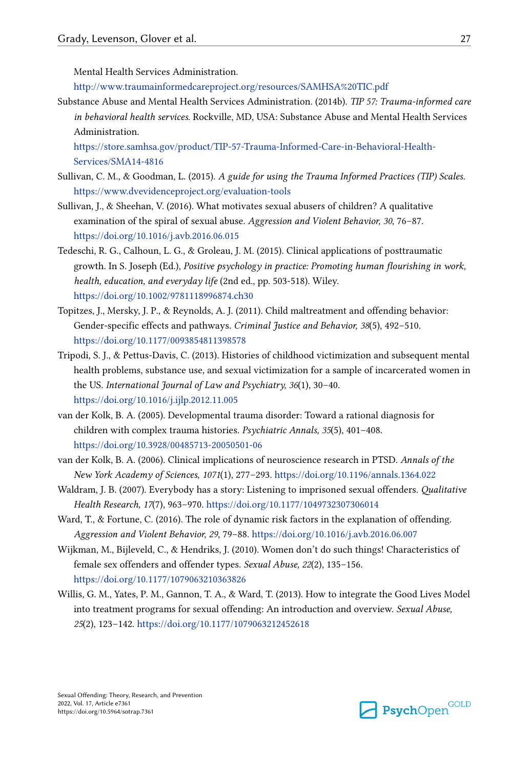Mental Health Services Administration. http://www.traumainformedcareproject.org/resources/SAMHSA%20TIC.pdf

Substance Abuse and Mental Health Services Administration. (2014b). *TIP 57: Trauma-informed care in behavioral health services*. Rockville, MD, USA: Substance Abuse and Mental Health Services Administration. https://store.samhsa.gov/product/TIP-57-Trauma-Informed-Care-in-Behavioral-Health-Services/SMA14-4816

Sullivan, C. M., & Goodman, L. (2015). *A guide for using the Trauma Informed Practices (TIP) Scales.* https://www.dvevidenceproject.org/evaluation-tools

Sullivan, J., & Sheehan, V. (2016). What motivates sexual abusers of children? A qualitative examination of the spiral of sexual abuse. *Aggression and Violent Behavior, 30*, 76–87. https://doi.org/10.1016/j.avb.2016.06.015

Tedeschi, R. G., Calhoun, L. G., & Groleau, J. M. (2015). Clinical applications of posttraumatic growth. In S. Joseph (Ed.), *Positive psychology in practice: Promoting human flourishing in work, health, education, and everyday life* (2nd ed., pp. 503-518). Wiley. https://doi.org/10.1002/9781118996874.ch30

Topitzes, J., Mersky, J. P., & Reynolds, A. J. (2011). Child maltreatment and offending behavior: Gender-specific effects and pathways. *Criminal Justice and Behavior, 38*(5), 492–510. https://doi.org/10.1177/0093854811398578

Tripodi, S. J., & Pettus-Davis, C. (2013). Histories of childhood victimization and subsequent mental health problems, substance use, and sexual victimization for a sample of incarcerated women in the US. *International Journal of Law and Psychiatry, 36*(1), 30–40. https://doi.org/10.1016/j.ijlp.2012.11.005

van der Kolk, B. A. (2005). Developmental trauma disorder: Toward a rational diagnosis for children with complex trauma histories. *Psychiatric Annals, 35*(5), 401–408. https://doi.org/10.3928/00485713-20050501-06

van der Kolk, B. A. (2006). Clinical implications of neuroscience research in PTSD. *Annals of the New York Academy of Sciences, 1071*(1), 277–293. https://doi.org/10.1196/annals.1364.022

Waldram, J. B. (2007). Everybody has a story: Listening to imprisoned sexual offenders. *Qualitative Health Research, 17*(7), 963–970. https://doi.org/10.1177/1049732307306014

Ward, T., & Fortune, C. (2016). The role of dynamic risk factors in the explanation of offending. *Aggression and Violent Behavior, 29*, 79–88. https://doi.org/10.1016/j.avb.2016.06.007

Wijkman, M., Bijleveld, C., & Hendriks, J. (2010). Women don't do such things! Characteristics of female sex offenders and offender types. *Sexual Abuse, 22*(2), 135–156. https://doi.org/10.1177/1079063210363826

Willis, G. M., Yates, P. M., Gannon, T. A., & Ward, T. (2013). How to integrate the Good Lives Model into treatment programs for sexual offending: An introduction and overview. *Sexual Abuse, 25*(2), 123–142. https://doi.org/10.1177/1079063212452618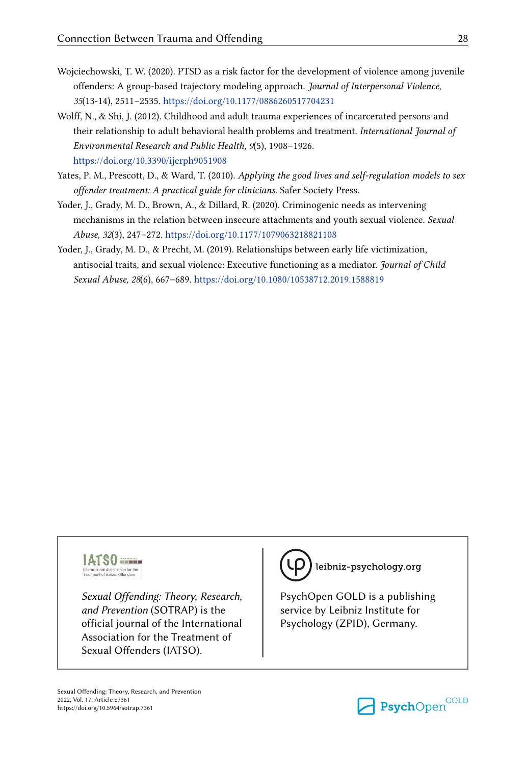Wojciechowski, T. W. (2020). PTSD as a risk factor for the development of violence among juvenile offenders: A group-based trajectory modeling approach. *Journal of Interpersonal Violence, 35*(13-14), 2511–2535. https://doi.org/10.1177/0886260517704231

Wolff, N., & Shi, J. (2012). Childhood and adult trauma experiences of incarcerated persons and their relationship to adult behavioral health problems and treatment. *International Journal of Environmental Research and Public Health, 9*(5), 1908–1926. https://doi.org/10.3390/ijerph9051908

Yates, P. M., Prescott, D., & Ward, T. (2010). *Applying the good lives and self-regulation models to sex offender treatment: A practical guide for clinicians.* Safer Society Press.

Yoder, J., Grady, M. D., Brown, A., & Dillard, R. (2020). Criminogenic needs as intervening mechanisms in the relation between insecure attachments and youth sexual violence. *Sexual Abuse, 32*(3), 247–272. https://doi.org/10.1177/1079063218821108

Yoder, J., Grady, M. D., & Precht, M. (2019). Relationships between early life victimization, antisocial traits, and sexual violence: Executive functioning as a mediator. *Journal of Child Sexual Abuse, 28*(6), 667–689. https://doi.org/10.1080/10538712.2019.1588819

*Sexual Offending: Theory, Research, and Prevention* (SOTRAP) is the official journal of the International Association for the Treatment of Sexual Offenders (IATSO).

leibniz-psychology.org

PsychOpen GOLD is a publishing service by Leibniz Institute for Psychology (ZPID), Germany.